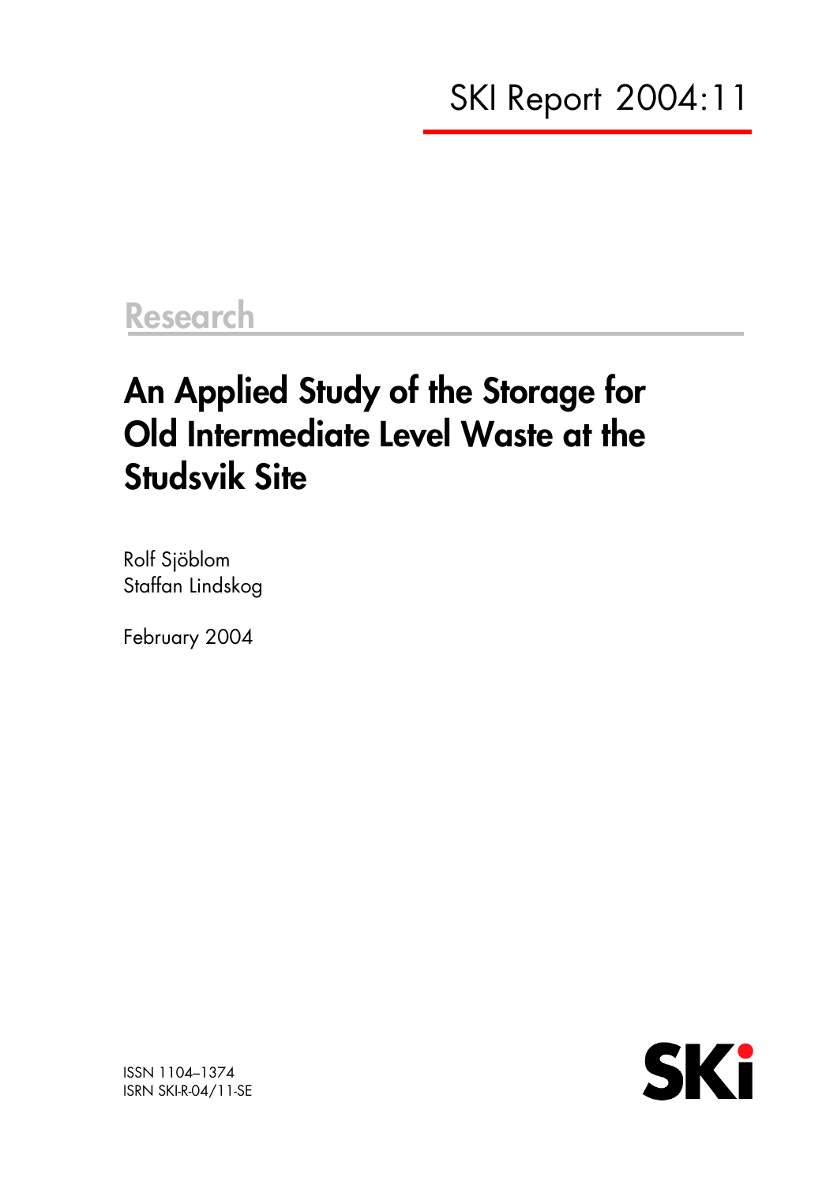SKI Report 2004:11

Research

# An Applied Study of the Storage for Old Intermediate Level Waste at the Studsvik Site

Rolf Sjöblom
Staffan Lindskog

February 2004

ISSN 1104–1374
ISRN SKI-R-04/11-SE

SKi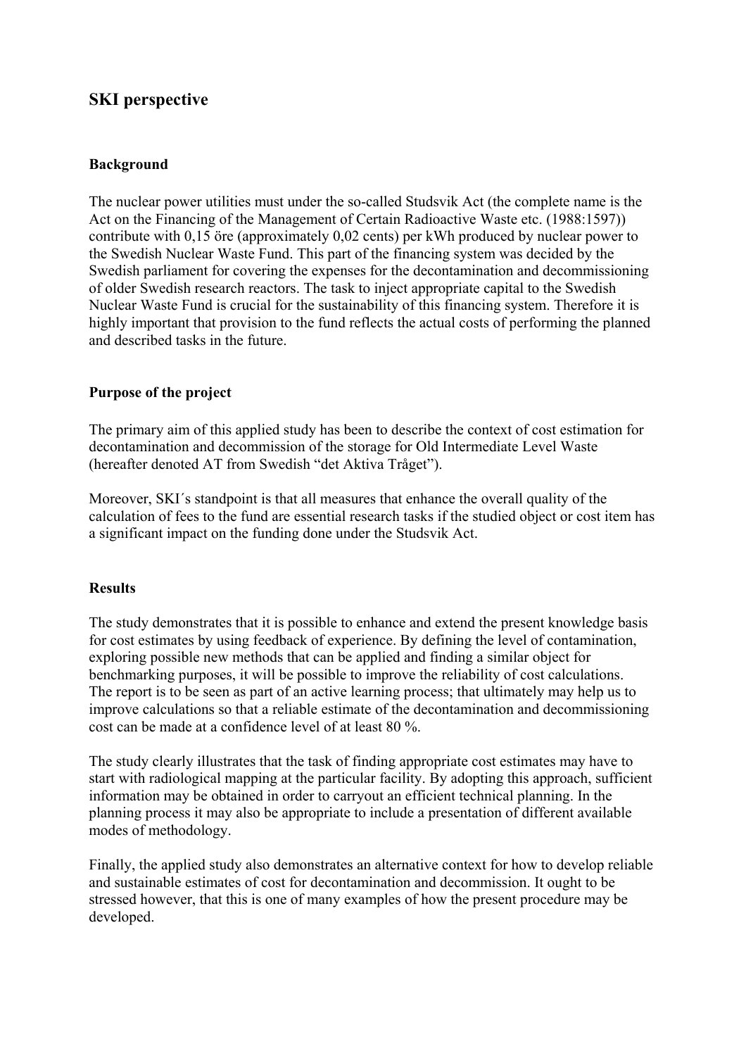# SKI perspective

## Background

The nuclear power utilities must under the so-called Studsvik Act (the complete name is the Act on the Financing of the Management of Certain Radioactive Waste etc. (1988:1597)) contribute with 0,15 öre (approximately 0,02 cents) per kWh produced by nuclear power to the Swedish Nuclear Waste Fund. This part of the financing system was decided by the Swedish parliament for covering the expenses for the decontamination and decommissioning of older Swedish research reactors. The task to inject appropriate capital to the Swedish Nuclear Waste Fund is crucial for the sustainability of this financing system. Therefore it is highly important that provision to the fund reflects the actual costs of performing the planned and described tasks in the future.

## Purpose of the project

The primary aim of this applied study has been to describe the context of cost estimation for decontamination and decommission of the storage for Old Intermediate Level Waste (hereafter denoted AT from Swedish "det Aktiva Tråget").

Moreover, SKI´s standpoint is that all measures that enhance the overall quality of the calculation of fees to the fund are essential research tasks if the studied object or cost item has a significant impact on the funding done under the Studsvik Act.

## Results

The study demonstrates that it is possible to enhance and extend the present knowledge basis for cost estimates by using feedback of experience. By defining the level of contamination, exploring possible new methods that can be applied and finding a similar object for benchmarking purposes, it will be possible to improve the reliability of cost calculations. The report is to be seen as part of an active learning process; that ultimately may help us to improve calculations so that a reliable estimate of the decontamination and decommissioning cost can be made at a confidence level of at least 80 %.

The study clearly illustrates that the task of finding appropriate cost estimates may have to start with radiological mapping at the particular facility. By adopting this approach, sufficient information may be obtained in order to carryout an efficient technical planning. In the planning process it may also be appropriate to include a presentation of different available modes of methodology.

Finally, the applied study also demonstrates an alternative context for how to develop reliable and sustainable estimates of cost for decontamination and decommission. It ought to be stressed however, that this is one of many examples of how the present procedure may be developed.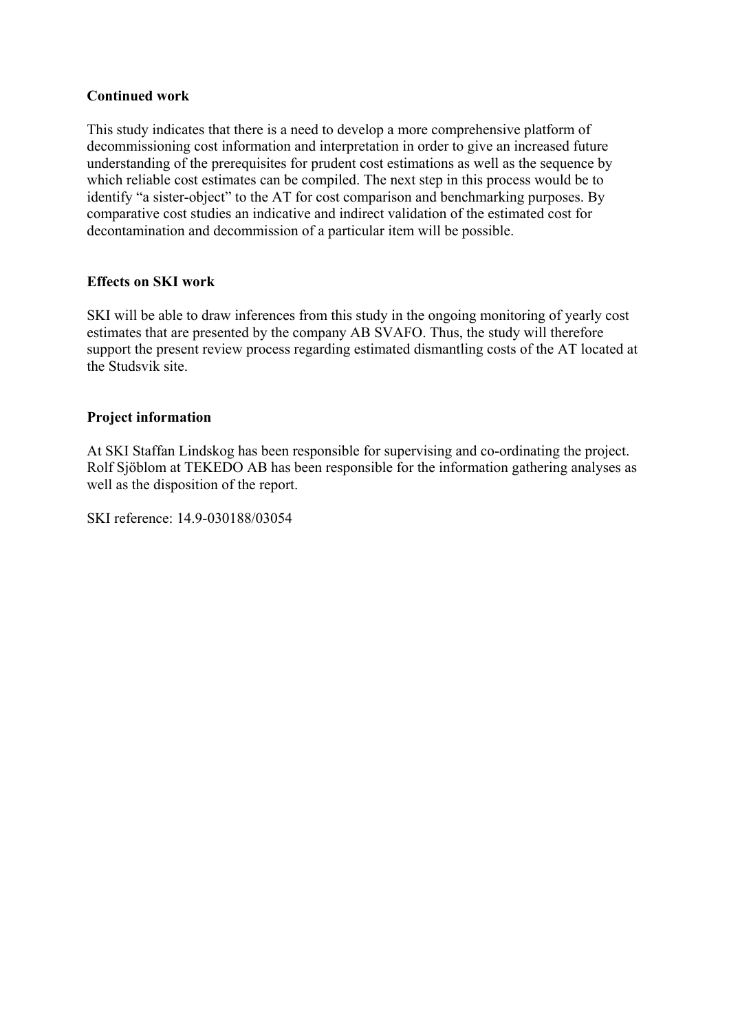**Continued work**

This study indicates that there is a need to develop a more comprehensive platform of decommissioning cost information and interpretation in order to give an increased future understanding of the prerequisites for prudent cost estimations as well as the sequence by which reliable cost estimates can be compiled. The next step in this process would be to identify "a sister-object" to the AT for cost comparison and benchmarking purposes. By comparative cost studies an indicative and indirect validation of the estimated cost for decontamination and decommission of a particular item will be possible.

**Effects on SKI work**

SKI will be able to draw inferences from this study in the ongoing monitoring of yearly cost estimates that are presented by the company AB SVAFO. Thus, the study will therefore support the present review process regarding estimated dismantling costs of the AT located at the Studsvik site.

**Project information**

At SKI Staffan Lindskog has been responsible for supervising and co-ordinating the project. Rolf Sjöblom at TEKEDO AB has been responsible for the information gathering analyses as well as the disposition of the report.

SKI reference: 14.9-030188/03054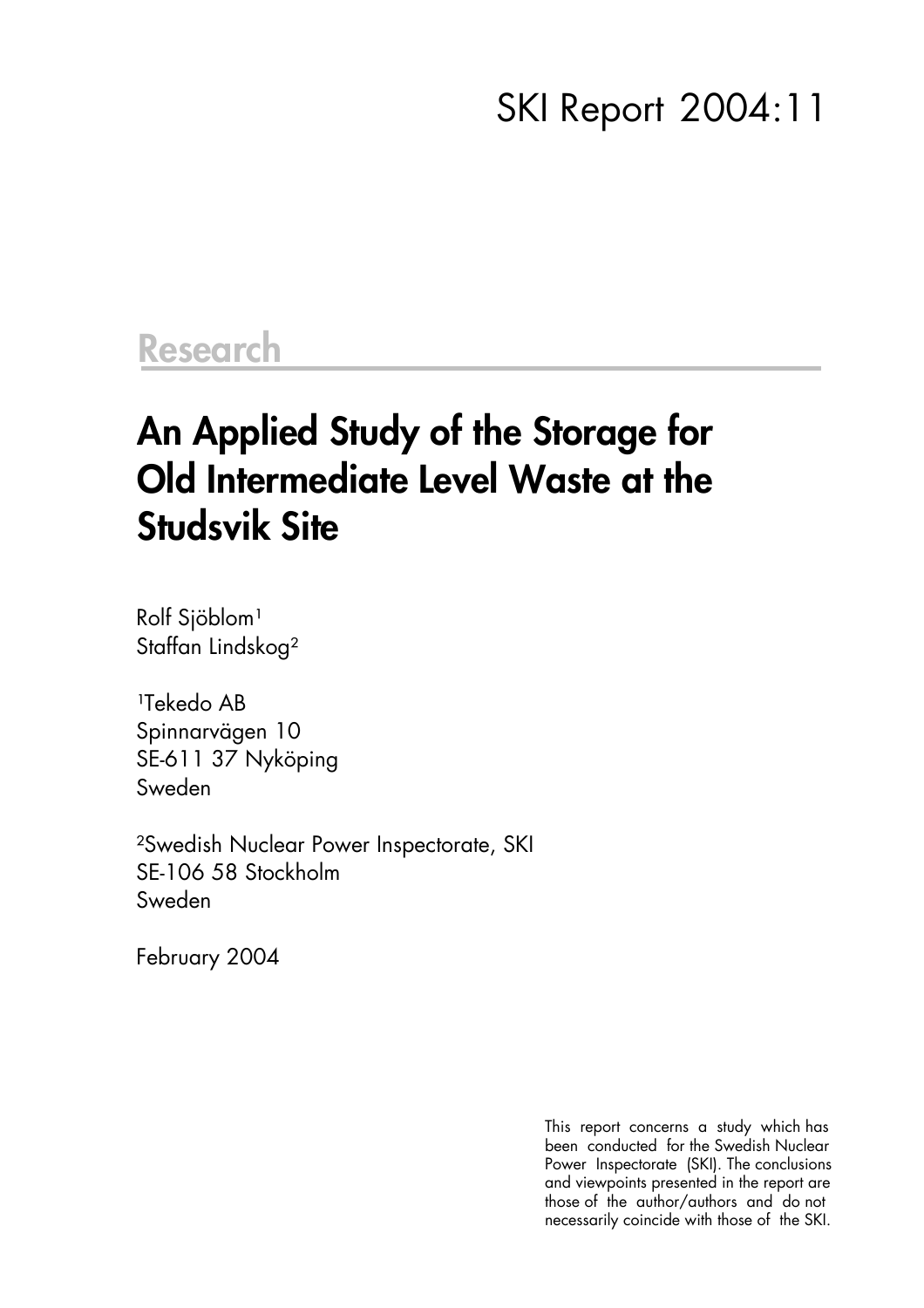# SKI Report 2004:11

## Research

# An Applied Study of the Storage for Old Intermediate Level Waste at the Studsvik Site

Rolf Sjöblom[1]
Staffan Lindskog[2]

[1]Tekedo AB
Spinnarvägen 10
SE-611 37 Nyköping
Sweden

[2]Swedish Nuclear Power Inspectorate, SKI
SE-106 58 Stockholm
Sweden

February 2004

This report concerns a study which has been conducted for the Swedish Nuclear Power Inspectorate (SKI). The conclusions and viewpoints presented in the report are those of the author/authors and do not necessarily coincide with those of the SKI.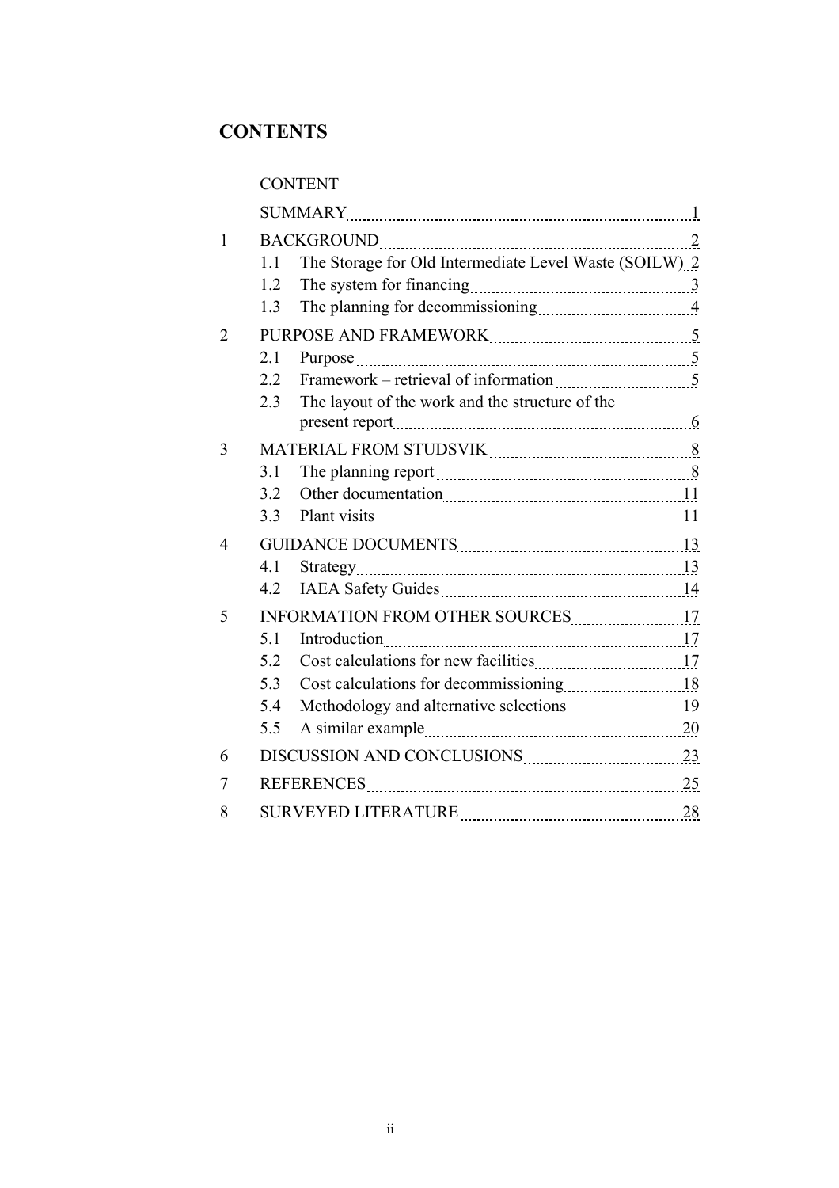## CONTENTS

| | | | |
|---|---|---|---|
| | CONTENT | | |
| | SUMMARY | | 1 |
| 1 | BACKGROUND | | 2 |
| | 1.1 | The Storage for Old Intermediate Level Waste (SOILW) | 2 |
| | 1.2 | The system for financing | 3 |
| | 1.3 | The planning for decommissioning | 4 |
| 2 | PURPOSE AND FRAMEWORK | | 5 |
| | 2.1 | Purpose | 5 |
| | 2.2 | Framework – retrieval of information | 5 |
| | 2.3 | The layout of the work and the structure of the present report | 6 |
| 3 | MATERIAL FROM STUDSVIK | | 8 |
| | 3.1 | The planning report | 8 |
| | 3.2 | Other documentation | 11 |
| | 3.3 | Plant visits | 11 |
| 4 | GUIDANCE DOCUMENTS | | 13 |
| | 4.1 | Strategy | 13 |
| | 4.2 | IAEA Safety Guides | 14 |
| 5 | INFORMATION FROM OTHER SOURCES | | 17 |
| | 5.1 | Introduction | 17 |
| | 5.2 | Cost calculations for new facilities | 17 |
| | 5.3 | Cost calculations for decommissioning | 18 |
| | 5.4 | Methodology and alternative selections | 19 |
| | 5.5 | A similar example | 20 |
| 6 | DISCUSSION AND CONCLUSIONS | | 23 |
| 7 | REFERENCES | | 25 |
| 8 | SURVEYED LITERATURE | | 28 |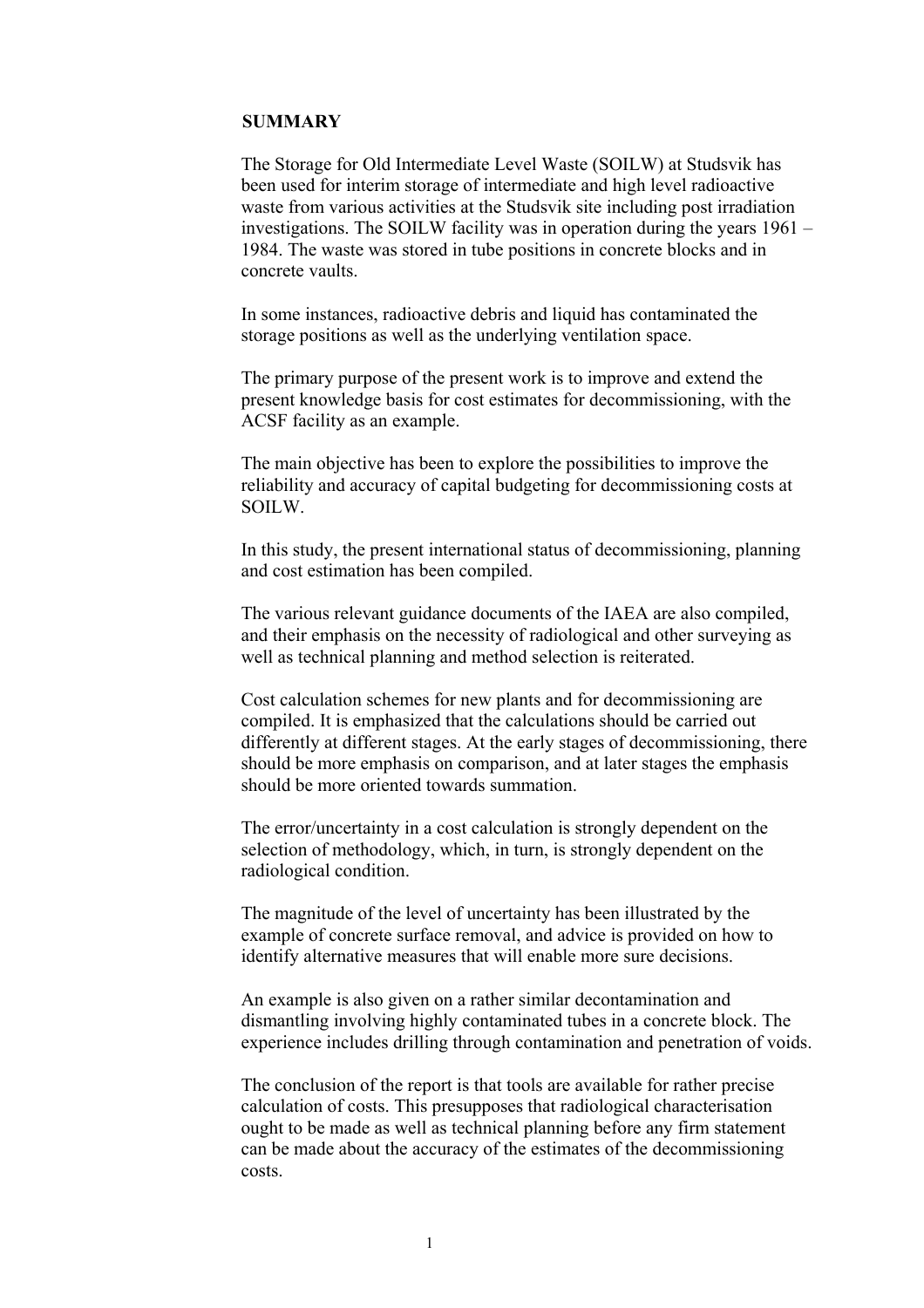## SUMMARY

The Storage for Old Intermediate Level Waste (SOILW) at Studsvik has been used for interim storage of intermediate and high level radioactive waste from various activities at the Studsvik site including post irradiation investigations. The SOILW facility was in operation during the years 1961 – 1984. The waste was stored in tube positions in concrete blocks and in concrete vaults.

In some instances, radioactive debris and liquid has contaminated the storage positions as well as the underlying ventilation space.

The primary purpose of the present work is to improve and extend the present knowledge basis for cost estimates for decommissioning, with the ACSF facility as an example.

The main objective has been to explore the possibilities to improve the reliability and accuracy of capital budgeting for decommissioning costs at SOILW.

In this study, the present international status of decommissioning, planning and cost estimation has been compiled.

The various relevant guidance documents of the IAEA are also compiled, and their emphasis on the necessity of radiological and other surveying as well as technical planning and method selection is reiterated.

Cost calculation schemes for new plants and for decommissioning are compiled. It is emphasized that the calculations should be carried out differently at different stages. At the early stages of decommissioning, there should be more emphasis on comparison, and at later stages the emphasis should be more oriented towards summation.

The error/uncertainty in a cost calculation is strongly dependent on the selection of methodology, which, in turn, is strongly dependent on the radiological condition.

The magnitude of the level of uncertainty has been illustrated by the example of concrete surface removal, and advice is provided on how to identify alternative measures that will enable more sure decisions.

An example is also given on a rather similar decontamination and dismantling involving highly contaminated tubes in a concrete block. The experience includes drilling through contamination and penetration of voids.

The conclusion of the report is that tools are available for rather precise calculation of costs. This presupposes that radiological characterisation ought to be made as well as technical planning before any firm statement can be made about the accuracy of the estimates of the decommissioning costs.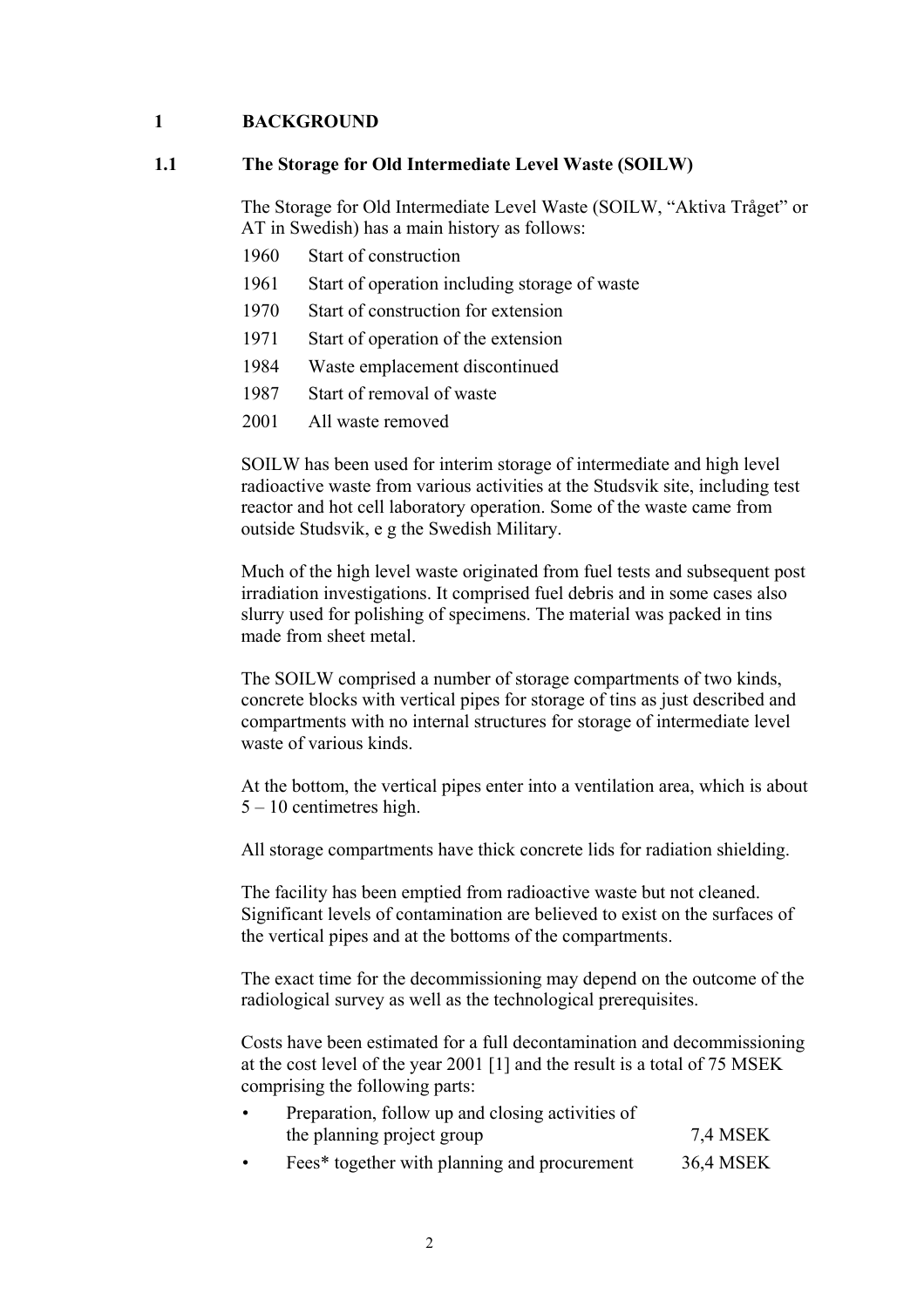# 1 BACKGROUND

## 1.1 The Storage for Old Intermediate Level Waste (SOILW)

The Storage for Old Intermediate Level Waste (SOILW, "Aktiva Tråget" or AT in Swedish) has a main history as follows:

| | |
|---|---|
| 1960 | Start of construction |
| 1961 | Start of operation including storage of waste |
| 1970 | Start of construction for extension |
| 1971 | Start of operation of the extension |
| 1984 | Waste emplacement discontinued |
| 1987 | Start of removal of waste |
| 2001 | All waste removed |

SOILW has been used for interim storage of intermediate and high level radioactive waste from various activities at the Studsvik site, including test reactor and hot cell laboratory operation. Some of the waste came from outside Studsvik, e g the Swedish Military.

Much of the high level waste originated from fuel tests and subsequent post irradiation investigations. It comprised fuel debris and in some cases also slurry used for polishing of specimens. The material was packed in tins made from sheet metal.

The SOILW comprised a number of storage compartments of two kinds, concrete blocks with vertical pipes for storage of tins as just described and compartments with no internal structures for storage of intermediate level waste of various kinds.

At the bottom, the vertical pipes enter into a ventilation area, which is about 5 – 10 centimetres high.

All storage compartments have thick concrete lids for radiation shielding.

The facility has been emptied from radioactive waste but not cleaned. Significant levels of contamination are believed to exist on the surfaces of the vertical pipes and at the bottoms of the compartments.

The exact time for the decommissioning may depend on the outcome of the radiological survey as well as the technological prerequisites.

Costs have been estimated for a full decontamination and decommissioning at the cost level of the year 2001 [1] and the result is a total of 75 MSEK comprising the following parts:

- Preparation, follow up and closing activities of the planning project group — 7,4 MSEK
- Fees* together with planning and procurement — 36,4 MSEK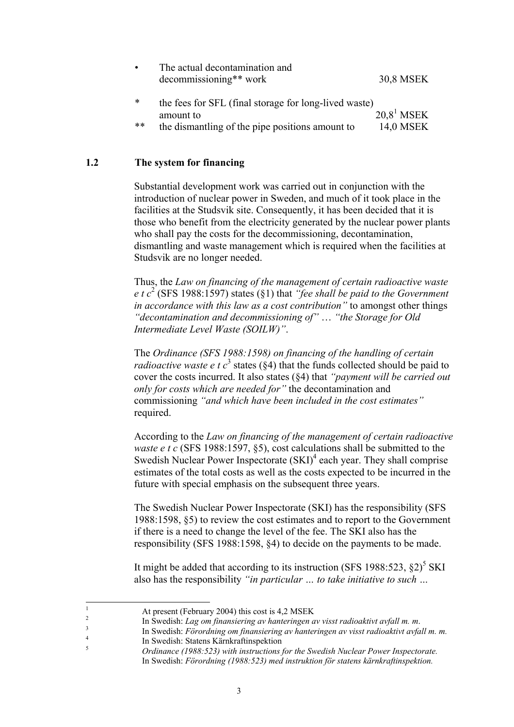- The actual decontamination and decommissioning** work 30,8 MSEK

\* the fees for SFL (final storage for long-lived waste) amount to 20,8[1] MSEK

\*\* the dismantling of the pipe positions amount to 14,0 MSEK

### 1.2 The system for financing

Substantial development work was carried out in conjunction with the introduction of nuclear power in Sweden, and much of it took place in the facilities at the Studsvik site. Consequently, it has been decided that it is those who benefit from the electricity generated by the nuclear power plants who shall pay the costs for the decommissioning, decontamination, dismantling and waste management which is required when the facilities at Studsvik are no longer needed.

Thus, the *Law on financing of the management of certain radioactive waste e t c*[2] (SFS 1988:1597) states (§1) that *"fee shall be paid to the Government in accordance with this law as a cost contribution"* to amongst other things *"decontamination and decommissioning of"* … *"the Storage for Old Intermediate Level Waste (SOILW)"*.

The *Ordinance (SFS 1988:1598) on financing of the handling of certain radioactive waste e t c*[3] states (§4) that the funds collected should be paid to cover the costs incurred. It also states (§4) that *"payment will be carried out only for costs which are needed for"* the decontamination and commissioning *"and which have been included in the cost estimates"* required.

According to the *Law on financing of the management of certain radioactive waste e t c* (SFS 1988:1597, §5), cost calculations shall be submitted to the Swedish Nuclear Power Inspectorate (SKI)[4] each year. They shall comprise estimates of the total costs as well as the costs expected to be incurred in the future with special emphasis on the subsequent three years.

The Swedish Nuclear Power Inspectorate (SKI) has the responsibility (SFS 1988:1598, §5) to review the cost estimates and to report to the Government if there is a need to change the level of the fee. The SKI also has the responsibility (SFS 1988:1598, §4) to decide on the payments to be made.

It might be added that according to its instruction (SFS 1988:523, §2)[5] SKI also has the responsibility *"in particular … to take initiative to such …*

---

[1] At present (February 2004) this cost is 4,2 MSEK

[2] In Swedish: *Lag om finansiering av hanteringen av visst radioaktivt avfall m. m*.

[3] In Swedish: *Förordning om finansiering av hanteringen av visst radioaktivt avfall m. m.*

[4] In Swedish: Statens Kärnkraftinspektion

[5] *Ordinance (1988:523) with instructions for the Swedish Nuclear Power Inspectorate.* In Swedish: *Förordning (1988:523) med instruktion för statens kärnkraftinspektion.*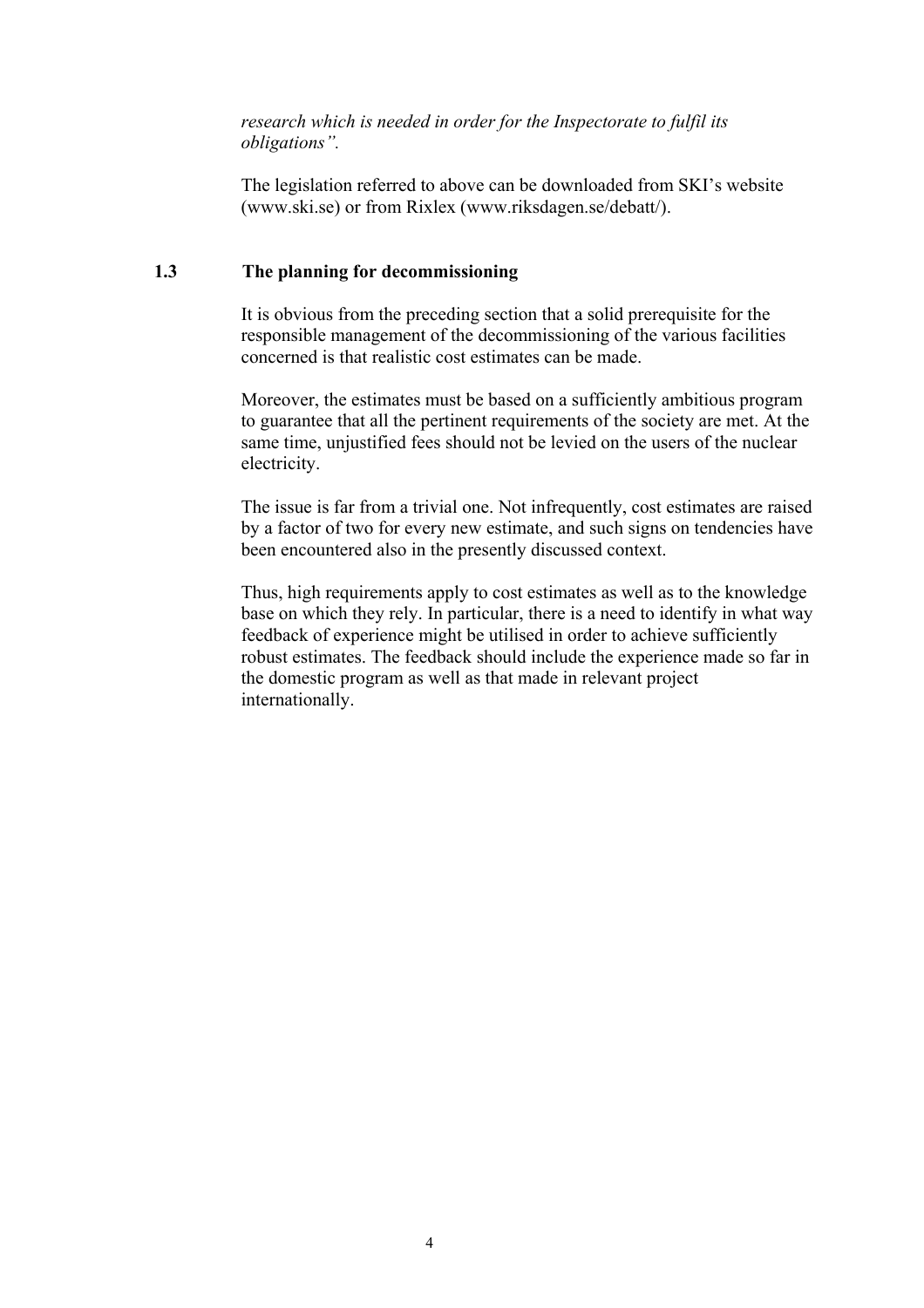*research which is needed in order for the Inspectorate to fulfil its obligations".*

The legislation referred to above can be downloaded from SKI's website (www.ski.se) or from Rixlex (www.riksdagen.se/debatt/).

## 1.3 The planning for decommissioning

It is obvious from the preceding section that a solid prerequisite for the responsible management of the decommissioning of the various facilities concerned is that realistic cost estimates can be made.

Moreover, the estimates must be based on a sufficiently ambitious program to guarantee that all the pertinent requirements of the society are met. At the same time, unjustified fees should not be levied on the users of the nuclear electricity.

The issue is far from a trivial one. Not infrequently, cost estimates are raised by a factor of two for every new estimate, and such signs on tendencies have been encountered also in the presently discussed context.

Thus, high requirements apply to cost estimates as well as to the knowledge base on which they rely. In particular, there is a need to identify in what way feedback of experience might be utilised in order to achieve sufficiently robust estimates. The feedback should include the experience made so far in the domestic program as well as that made in relevant project internationally.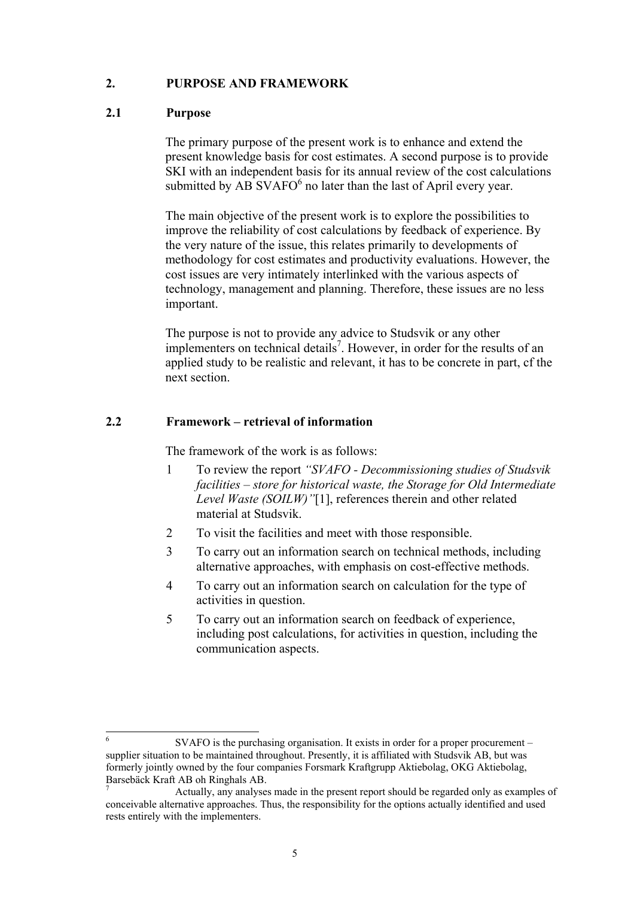## 2. PURPOSE AND FRAMEWORK

### 2.1 Purpose

The primary purpose of the present work is to enhance and extend the present knowledge basis for cost estimates. A second purpose is to provide SKI with an independent basis for its annual review of the cost calculations submitted by AB SVAFO[6] no later than the last of April every year.

The main objective of the present work is to explore the possibilities to improve the reliability of cost calculations by feedback of experience. By the very nature of the issue, this relates primarily to developments of methodology for cost estimates and productivity evaluations. However, the cost issues are very intimately interlinked with the various aspects of technology, management and planning. Therefore, these issues are no less important.

The purpose is not to provide any advice to Studsvik or any other implementers on technical details[7]. However, in order for the results of an applied study to be realistic and relevant, it has to be concrete in part, cf the next section.

### 2.2 Framework – retrieval of information

The framework of the work is as follows:

1. To review the report *"SVAFO - Decommissioning studies of Studsvik facilities – store for historical waste, the Storage for Old Intermediate Level Waste (SOILW)"*[1], references therein and other related material at Studsvik.
2. To visit the facilities and meet with those responsible.
3. To carry out an information search on technical methods, including alternative approaches, with emphasis on cost-effective methods.
4. To carry out an information search on calculation for the type of activities in question.
5. To carry out an information search on feedback of experience, including post calculations, for activities in question, including the communication aspects.

---

[6] SVAFO is the purchasing organisation. It exists in order for a proper procurement – supplier situation to be maintained throughout. Presently, it is affiliated with Studsvik AB, but was formerly jointly owned by the four companies Forsmark Kraftgrupp Aktiebolag, OKG Aktiebolag, Barsebäck Kraft AB oh Ringhals AB.

[7] Actually, any analyses made in the present report should be regarded only as examples of conceivable alternative approaches. Thus, the responsibility for the options actually identified and used rests entirely with the implementers.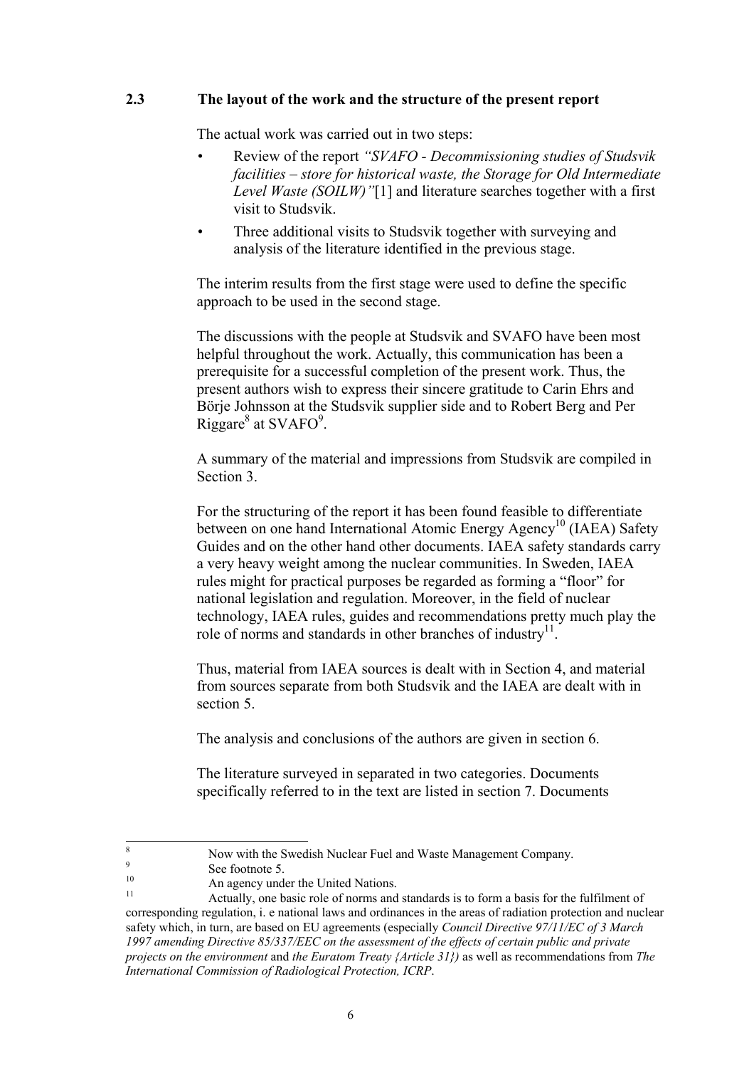## 2.3 The layout of the work and the structure of the present report

The actual work was carried out in two steps:

- Review of the report *"SVAFO - Decommissioning studies of Studsvik facilities – store for historical waste, the Storage for Old Intermediate Level Waste (SOILW)"*[1] and literature searches together with a first visit to Studsvik.
- Three additional visits to Studsvik together with surveying and analysis of the literature identified in the previous stage.

The interim results from the first stage were used to define the specific approach to be used in the second stage.

The discussions with the people at Studsvik and SVAFO have been most helpful throughout the work. Actually, this communication has been a prerequisite for a successful completion of the present work. Thus, the present authors wish to express their sincere gratitude to Carin Ehrs and Börje Johnsson at the Studsvik supplier side and to Robert Berg and Per Riggare[8] at SVAFO[9].

A summary of the material and impressions from Studsvik are compiled in Section 3.

For the structuring of the report it has been found feasible to differentiate between on one hand International Atomic Energy Agency[10] (IAEA) Safety Guides and on the other hand other documents. IAEA safety standards carry a very heavy weight among the nuclear communities. In Sweden, IAEA rules might for practical purposes be regarded as forming a "floor" for national legislation and regulation. Moreover, in the field of nuclear technology, IAEA rules, guides and recommendations pretty much play the role of norms and standards in other branches of industry[11].

Thus, material from IAEA sources is dealt with in Section 4, and material from sources separate from both Studsvik and the IAEA are dealt with in section 5.

The analysis and conclusions of the authors are given in section 6.

The literature surveyed in separated in two categories. Documents specifically referred to in the text are listed in section 7. Documents

---

[8] Now with the Swedish Nuclear Fuel and Waste Management Company.

[9] See footnote 5.

[10] An agency under the United Nations.

[11] Actually, one basic role of norms and standards is to form a basis for the fulfilment of corresponding regulation, i. e national laws and ordinances in the areas of radiation protection and nuclear safety which, in turn, are based on EU agreements (especially *Council Directive 97/11/EC of 3 March 1997 amending Directive 85/337/EEC on the assessment of the effects of certain public and private projects on the environment* and *the Euratom Treaty {Article 31})* as well as recommendations from *The International Commission of Radiological Protection, ICRP*.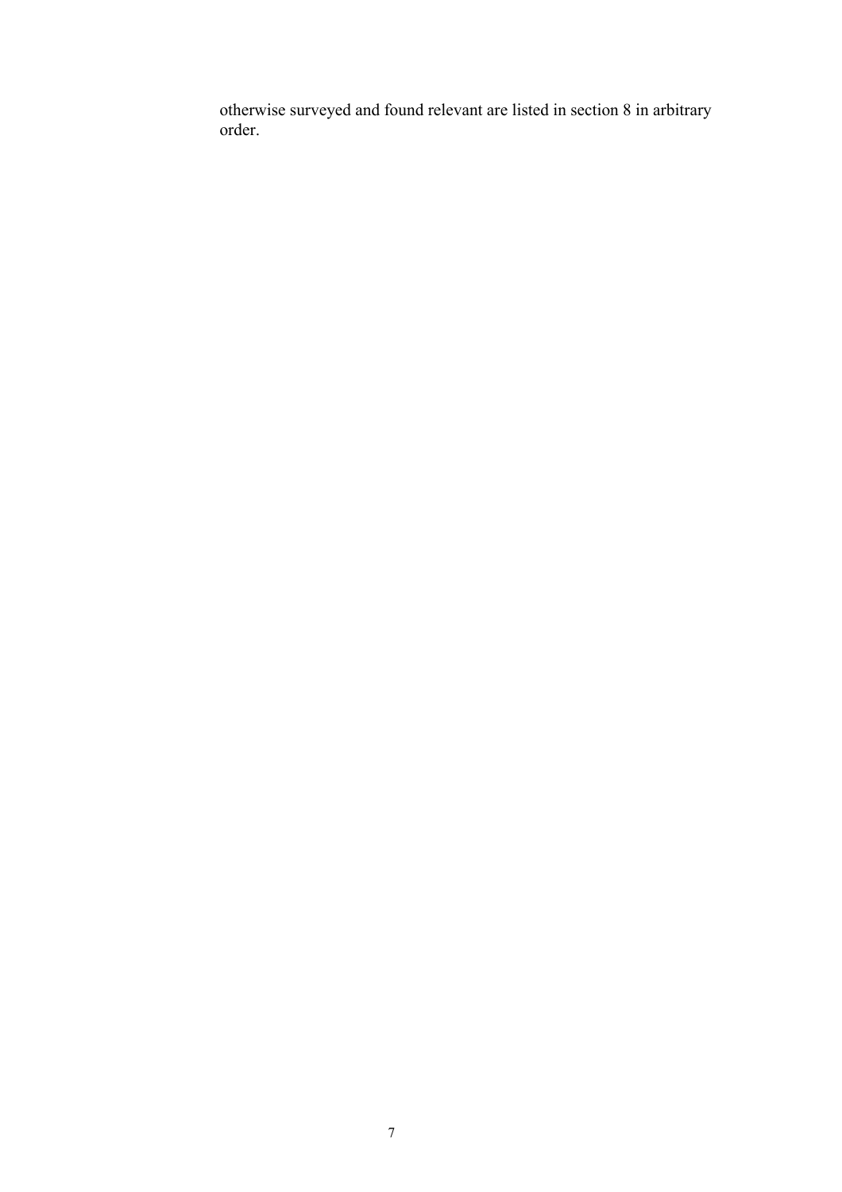otherwise surveyed and found relevant are listed in section 8 in arbitrary order.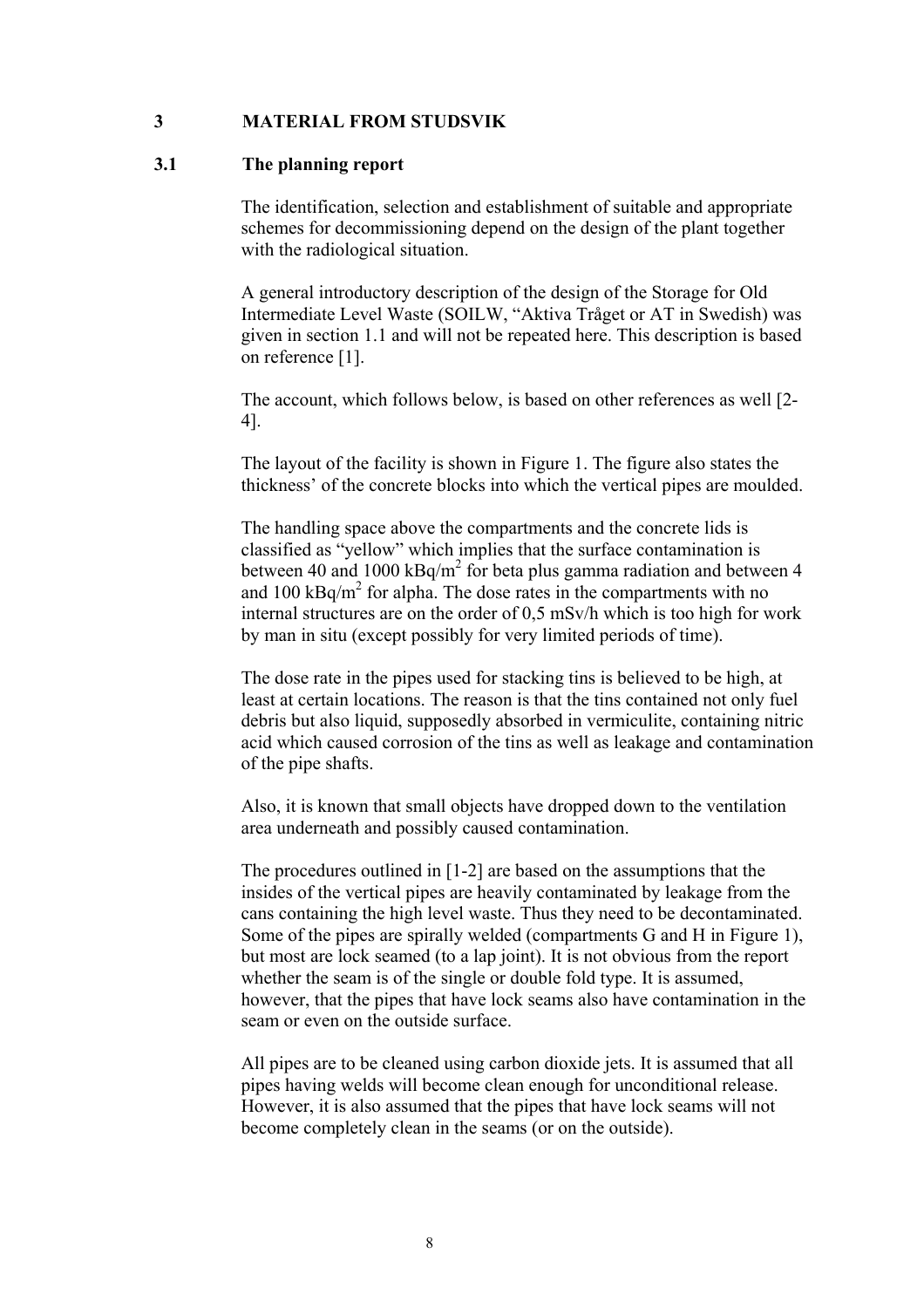# 3 MATERIAL FROM STUDSVIK

## 3.1 The planning report

The identification, selection and establishment of suitable and appropriate schemes for decommissioning depend on the design of the plant together with the radiological situation.

A general introductory description of the design of the Storage for Old Intermediate Level Waste (SOILW, "Aktiva Tråget or AT in Swedish) was given in section 1.1 and will not be repeated here. This description is based on reference [1].

The account, which follows below, is based on other references as well [2-4].

The layout of the facility is shown in Figure 1. The figure also states the thickness' of the concrete blocks into which the vertical pipes are moulded.

The handling space above the compartments and the concrete lids is classified as "yellow" which implies that the surface contamination is between 40 and 1000 kBq/m$^2$ for beta plus gamma radiation and between 4 and 100 kBq/m$^2$ for alpha. The dose rates in the compartments with no internal structures are on the order of 0,5 mSv/h which is too high for work by man in situ (except possibly for very limited periods of time).

The dose rate in the pipes used for stacking tins is believed to be high, at least at certain locations. The reason is that the tins contained not only fuel debris but also liquid, supposedly absorbed in vermiculite, containing nitric acid which caused corrosion of the tins as well as leakage and contamination of the pipe shafts.

Also, it is known that small objects have dropped down to the ventilation area underneath and possibly caused contamination.

The procedures outlined in [1-2] are based on the assumptions that the insides of the vertical pipes are heavily contaminated by leakage from the cans containing the high level waste. Thus they need to be decontaminated. Some of the pipes are spirally welded (compartments G and H in Figure 1), but most are lock seamed (to a lap joint). It is not obvious from the report whether the seam is of the single or double fold type. It is assumed, however, that the pipes that have lock seams also have contamination in the seam or even on the outside surface.

All pipes are to be cleaned using carbon dioxide jets. It is assumed that all pipes having welds will become clean enough for unconditional release. However, it is also assumed that the pipes that have lock seams will not become completely clean in the seams (or on the outside).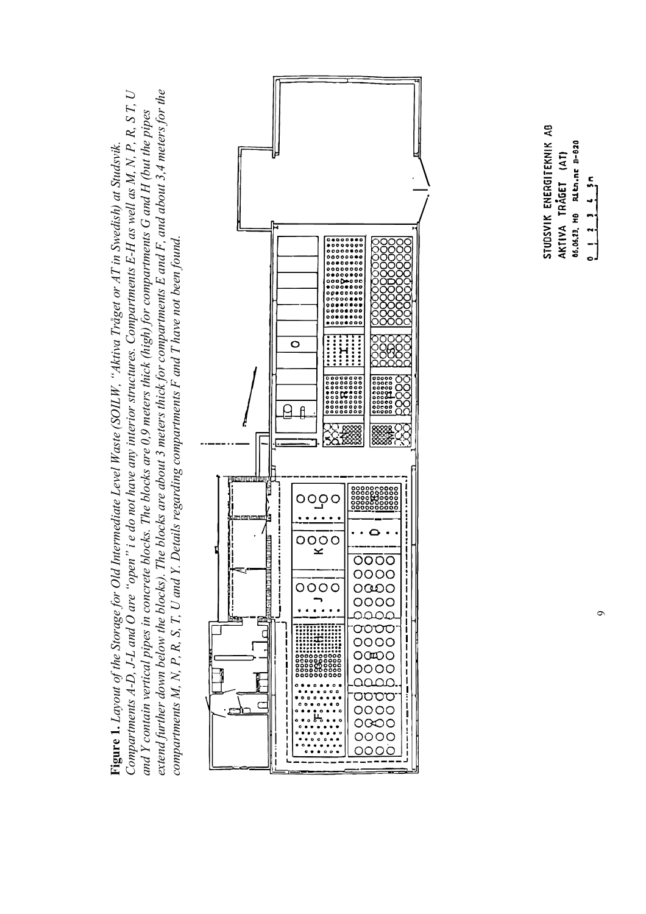**Figure 1.** *Layout of the Storage for Old Intermediate Level Waste (SOILW, "Aktiva Tråget or AT in Swedish) at Studsvik. Compartments A-D, J-L and O are "open" i e do not have any interior structures. Compartments E-H as well as M, N, P, R, S T, U and Y contain vertical pipes in concrete blocks. The blocks are 0,9 meters thick (high) for compartments G and H (but the pipes extend further down below the blocks). The blocks are about 3 meters thick for compartments E and F, and about 3,4 meters for the compartments M, N, P, R, S, T, U and Y. Details regarding compartments F and T have not been found.*

STUDSVIK ENERGITEKNIK AB
AKTIVA TRÅGET (AT)
86.06.23. HO Ritn.nr B-820
0 1 2 3 4 5m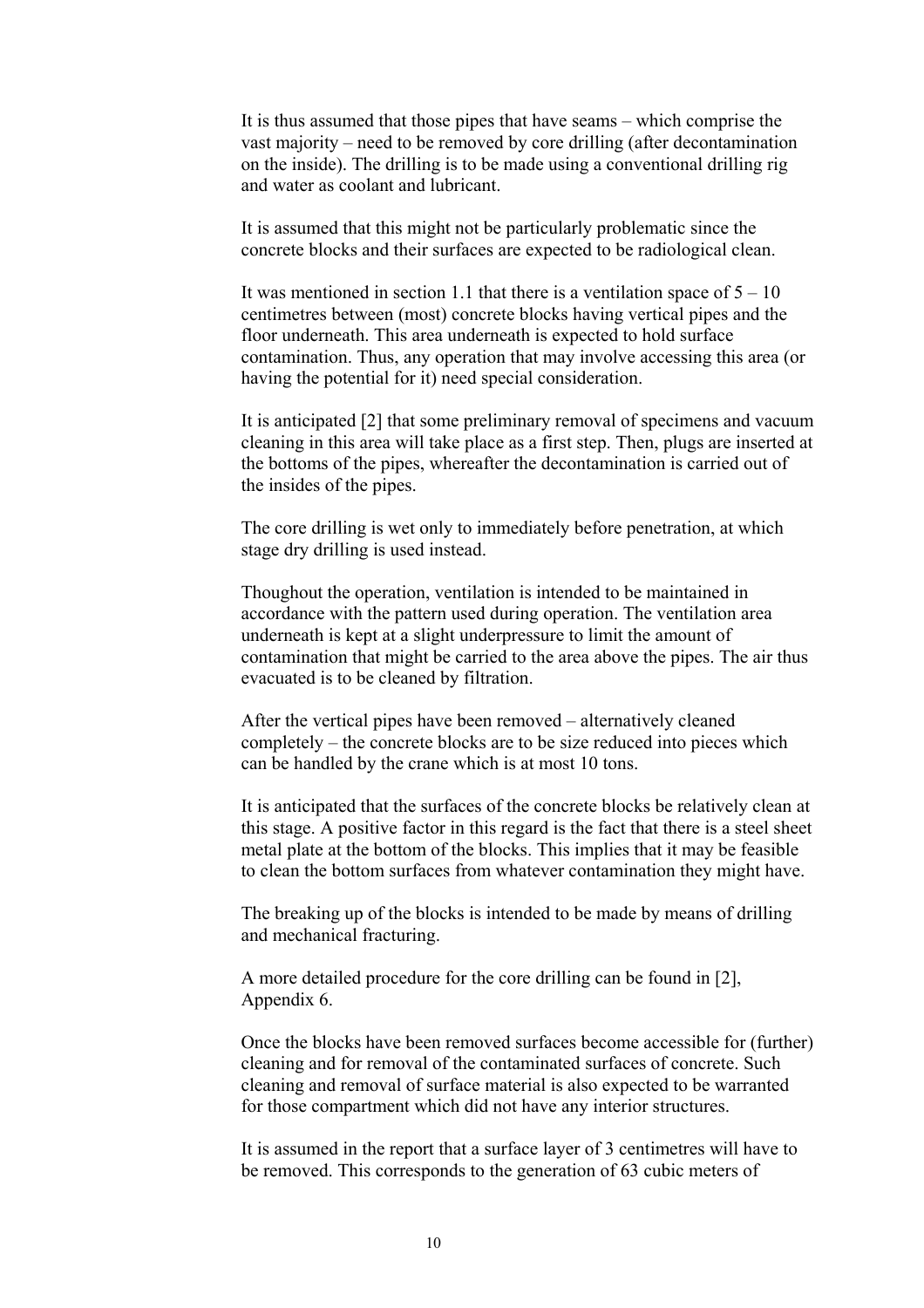It is thus assumed that those pipes that have seams – which comprise the vast majority – need to be removed by core drilling (after decontamination on the inside). The drilling is to be made using a conventional drilling rig and water as coolant and lubricant.

It is assumed that this might not be particularly problematic since the concrete blocks and their surfaces are expected to be radiological clean.

It was mentioned in section 1.1 that there is a ventilation space of 5 – 10 centimetres between (most) concrete blocks having vertical pipes and the floor underneath. This area underneath is expected to hold surface contamination. Thus, any operation that may involve accessing this area (or having the potential for it) need special consideration.

It is anticipated [2] that some preliminary removal of specimens and vacuum cleaning in this area will take place as a first step. Then, plugs are inserted at the bottoms of the pipes, whereafter the decontamination is carried out of the insides of the pipes.

The core drilling is wet only to immediately before penetration, at which stage dry drilling is used instead.

Thoughout the operation, ventilation is intended to be maintained in accordance with the pattern used during operation. The ventilation area underneath is kept at a slight underpressure to limit the amount of contamination that might be carried to the area above the pipes. The air thus evacuated is to be cleaned by filtration.

After the vertical pipes have been removed – alternatively cleaned completely – the concrete blocks are to be size reduced into pieces which can be handled by the crane which is at most 10 tons.

It is anticipated that the surfaces of the concrete blocks be relatively clean at this stage. A positive factor in this regard is the fact that there is a steel sheet metal plate at the bottom of the blocks. This implies that it may be feasible to clean the bottom surfaces from whatever contamination they might have.

The breaking up of the blocks is intended to be made by means of drilling and mechanical fracturing.

A more detailed procedure for the core drilling can be found in [2], Appendix 6.

Once the blocks have been removed surfaces become accessible for (further) cleaning and for removal of the contaminated surfaces of concrete. Such cleaning and removal of surface material is also expected to be warranted for those compartment which did not have any interior structures.

It is assumed in the report that a surface layer of 3 centimetres will have to be removed. This corresponds to the generation of 63 cubic meters of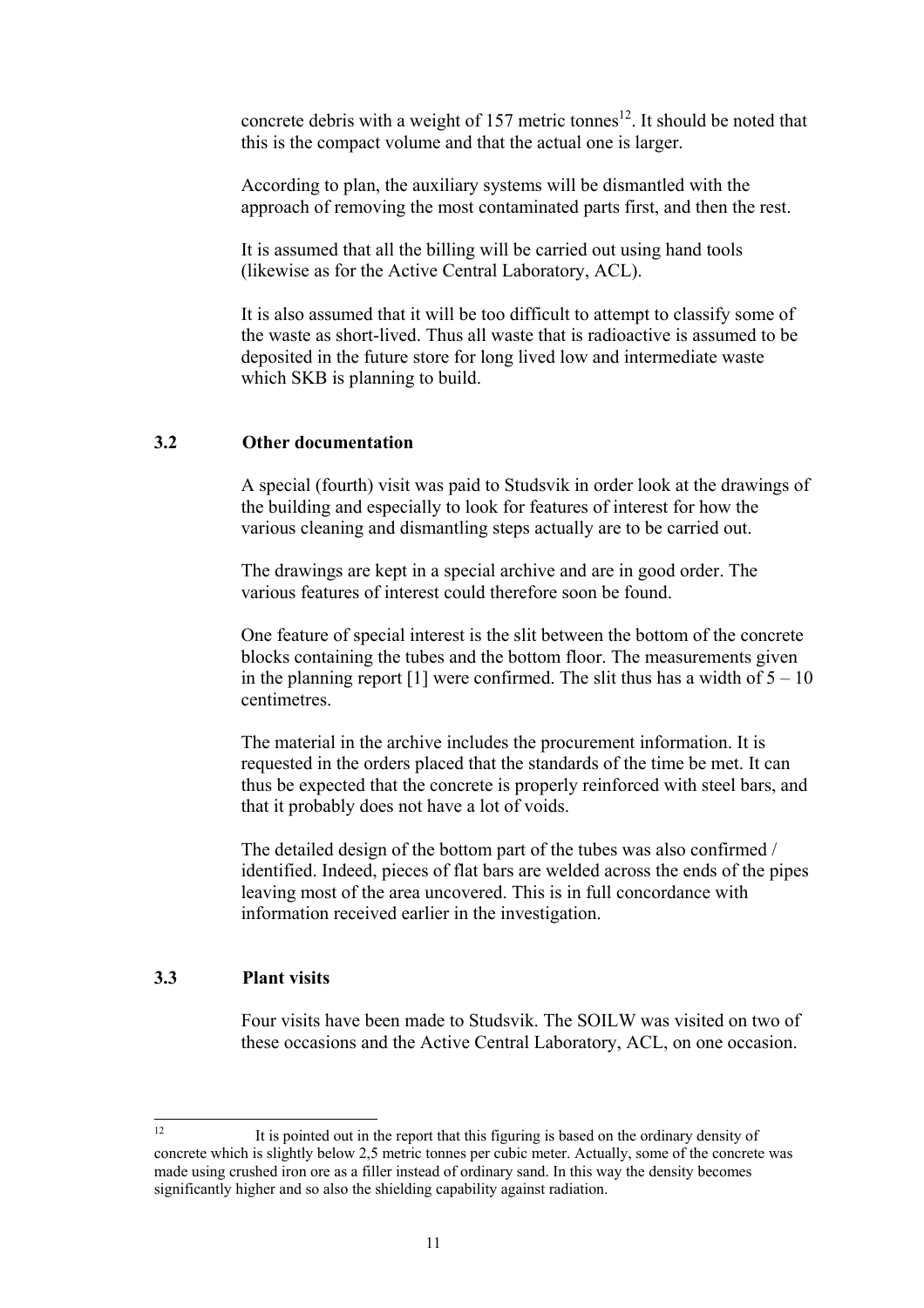concrete debris with a weight of 157 metric tonnes[12]. It should be noted that this is the compact volume and that the actual one is larger.

According to plan, the auxiliary systems will be dismantled with the approach of removing the most contaminated parts first, and then the rest.

It is assumed that all the billing will be carried out using hand tools (likewise as for the Active Central Laboratory, ACL).

It is also assumed that it will be too difficult to attempt to classify some of the waste as short-lived. Thus all waste that is radioactive is assumed to be deposited in the future store for long lived low and intermediate waste which SKB is planning to build.

## 3.2 Other documentation

A special (fourth) visit was paid to Studsvik in order look at the drawings of the building and especially to look for features of interest for how the various cleaning and dismantling steps actually are to be carried out.

The drawings are kept in a special archive and are in good order. The various features of interest could therefore soon be found.

One feature of special interest is the slit between the bottom of the concrete blocks containing the tubes and the bottom floor. The measurements given in the planning report [1] were confirmed. The slit thus has a width of 5 – 10 centimetres.

The material in the archive includes the procurement information. It is requested in the orders placed that the standards of the time be met. It can thus be expected that the concrete is properly reinforced with steel bars, and that it probably does not have a lot of voids.

The detailed design of the bottom part of the tubes was also confirmed / identified. Indeed, pieces of flat bars are welded across the ends of the pipes leaving most of the area uncovered. This is in full concordance with information received earlier in the investigation.

## 3.3 Plant visits

Four visits have been made to Studsvik. The SOILW was visited on two of these occasions and the Active Central Laboratory, ACL, on one occasion.

---

[12] It is pointed out in the report that this figuring is based on the ordinary density of concrete which is slightly below 2,5 metric tonnes per cubic meter. Actually, some of the concrete was made using crushed iron ore as a filler instead of ordinary sand. In this way the density becomes significantly higher and so also the shielding capability against radiation.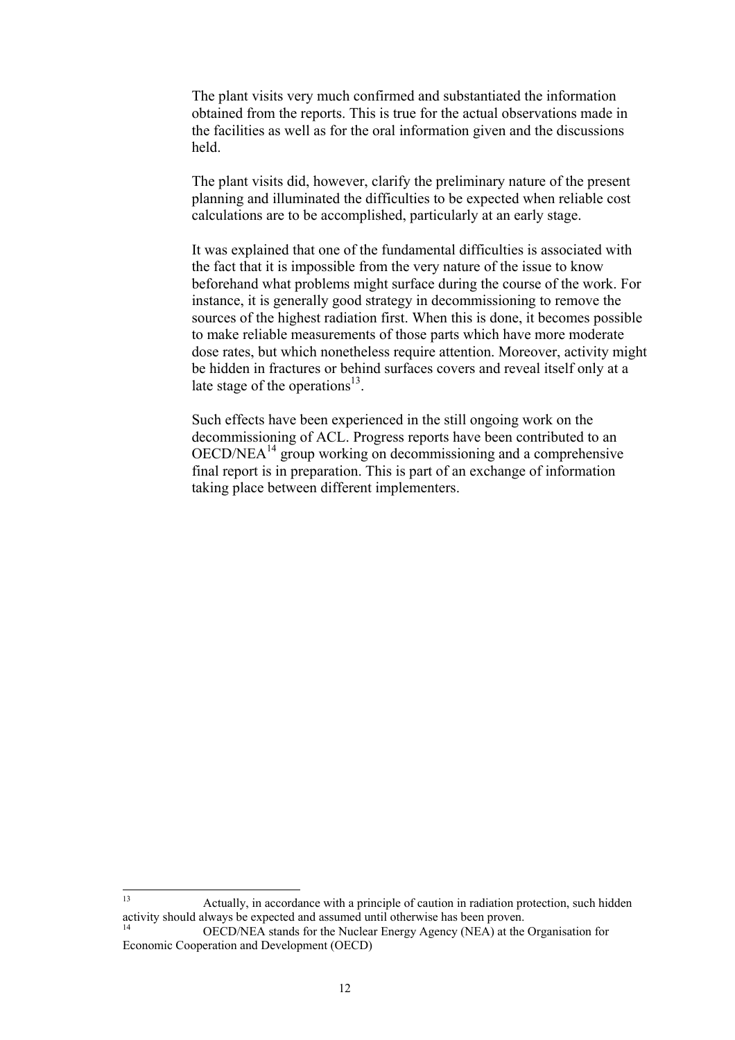The plant visits very much confirmed and substantiated the information obtained from the reports. This is true for the actual observations made in the facilities as well as for the oral information given and the discussions held.

The plant visits did, however, clarify the preliminary nature of the present planning and illuminated the difficulties to be expected when reliable cost calculations are to be accomplished, particularly at an early stage.

It was explained that one of the fundamental difficulties is associated with the fact that it is impossible from the very nature of the issue to know beforehand what problems might surface during the course of the work. For instance, it is generally good strategy in decommissioning to remove the sources of the highest radiation first. When this is done, it becomes possible to make reliable measurements of those parts which have more moderate dose rates, but which nonetheless require attention. Moreover, activity might be hidden in fractures or behind surfaces covers and reveal itself only at a late stage of the operations[13].

Such effects have been experienced in the still ongoing work on the decommissioning of ACL. Progress reports have been contributed to an OECD/NEA[14] group working on decommissioning and a comprehensive final report is in preparation. This is part of an exchange of information taking place between different implementers.

---

[13] Actually, in accordance with a principle of caution in radiation protection, such hidden activity should always be expected and assumed until otherwise has been proven.

[14] OECD/NEA stands for the Nuclear Energy Agency (NEA) at the Organisation for Economic Cooperation and Development (OECD)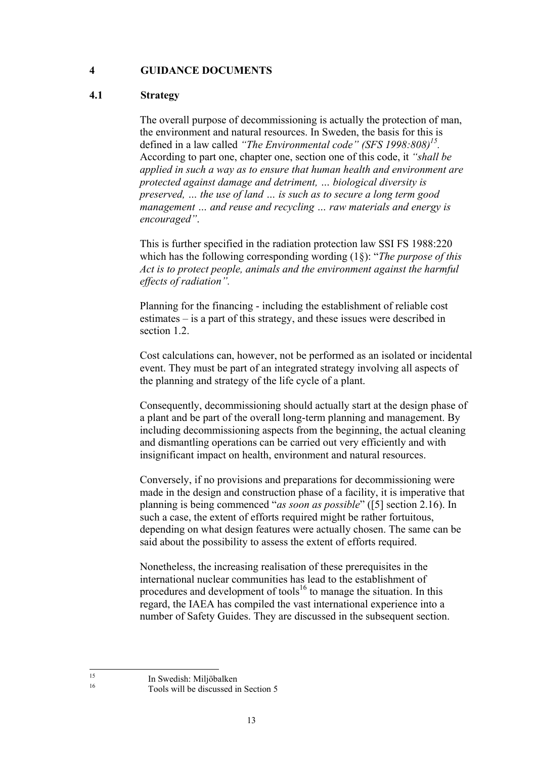# 4 GUIDANCE DOCUMENTS

## 4.1 Strategy

The overall purpose of decommissioning is actually the protection of man, the environment and natural resources. In Sweden, the basis for this is defined in a law called *"The Environmental code" (SFS 1998:808)*[15]. According to part one, chapter one, section one of this code, it *"shall be applied in such a way as to ensure that human health and environment are protected against damage and detriment, … biological diversity is preserved, … the use of land … is such as to secure a long term good management … and reuse and recycling … raw materials and energy is encouraged"*.

This is further specified in the radiation protection law SSI FS 1988:220 which has the following corresponding wording (1§): "*The purpose of this Act is to protect people, animals and the environment against the harmful effects of radiation".*

Planning for the financing - including the establishment of reliable cost estimates – is a part of this strategy, and these issues were described in section 1.2.

Cost calculations can, however, not be performed as an isolated or incidental event. They must be part of an integrated strategy involving all aspects of the planning and strategy of the life cycle of a plant.

Consequently, decommissioning should actually start at the design phase of a plant and be part of the overall long-term planning and management. By including decommissioning aspects from the beginning, the actual cleaning and dismantling operations can be carried out very efficiently and with insignificant impact on health, environment and natural resources.

Conversely, if no provisions and preparations for decommissioning were made in the design and construction phase of a facility, it is imperative that planning is being commenced "*as soon as possible*" ([5] section 2.16). In such a case, the extent of efforts required might be rather fortuitous, depending on what design features were actually chosen. The same can be said about the possibility to assess the extent of efforts required.

Nonetheless, the increasing realisation of these prerequisites in the international nuclear communities has lead to the establishment of procedures and development of tools[16] to manage the situation. In this regard, the IAEA has compiled the vast international experience into a number of Safety Guides. They are discussed in the subsequent section.

---

[15] In Swedish: Miljöbalken

[16] Tools will be discussed in Section 5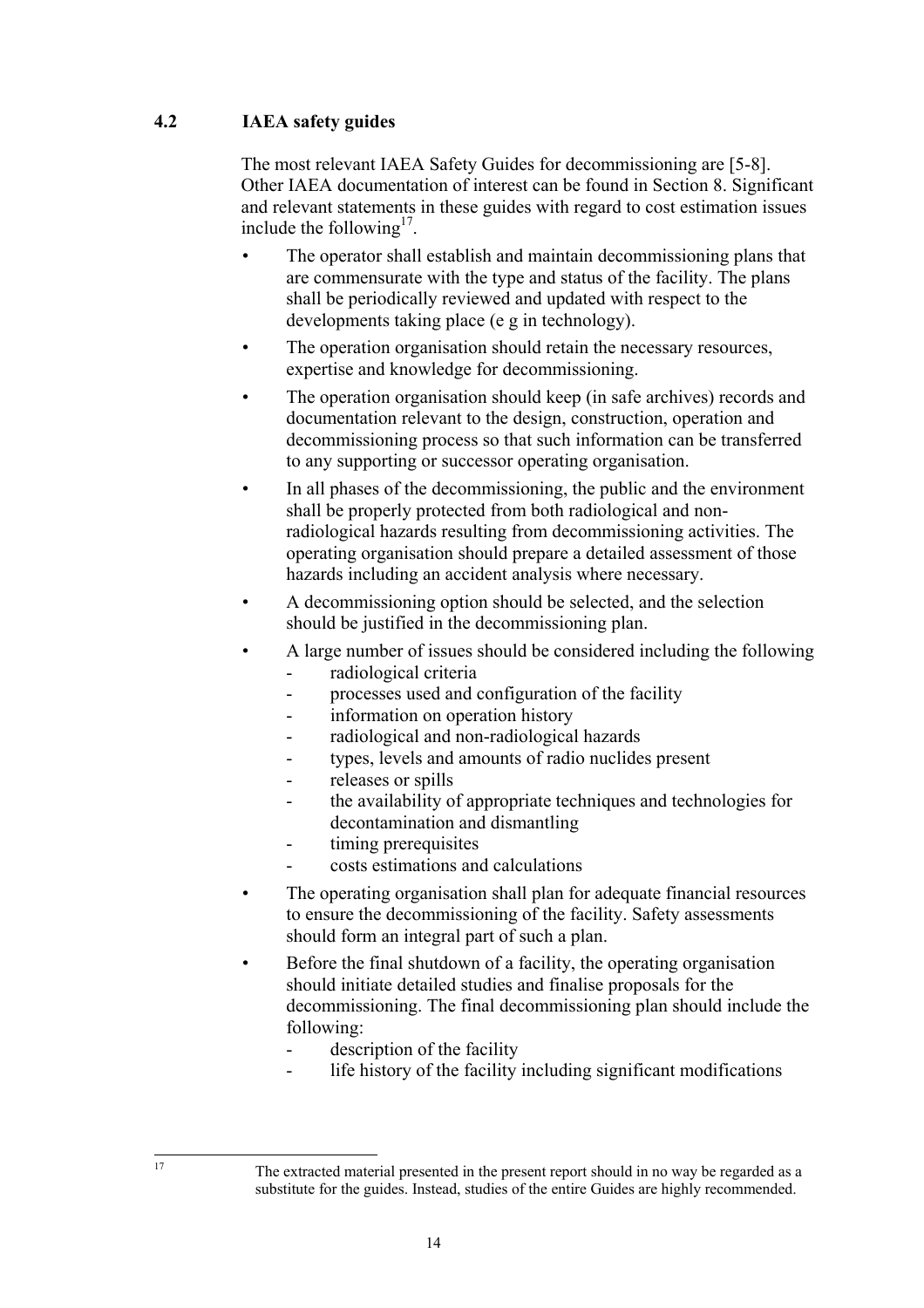## 4.2 IAEA safety guides

The most relevant IAEA Safety Guides for decommissioning are [5-8]. Other IAEA documentation of interest can be found in Section 8. Significant and relevant statements in these guides with regard to cost estimation issues include the following[17].

- The operator shall establish and maintain decommissioning plans that are commensurate with the type and status of the facility. The plans shall be periodically reviewed and updated with respect to the developments taking place (e g in technology).
- The operation organisation should retain the necessary resources, expertise and knowledge for decommissioning.
- The operation organisation should keep (in safe archives) records and documentation relevant to the design, construction, operation and decommissioning process so that such information can be transferred to any supporting or successor operating organisation.
- In all phases of the decommissioning, the public and the environment shall be properly protected from both radiological and non-radiological hazards resulting from decommissioning activities. The operating organisation should prepare a detailed assessment of those hazards including an accident analysis where necessary.
- A decommissioning option should be selected, and the selection should be justified in the decommissioning plan.
- A large number of issues should be considered including the following
  - radiological criteria
  - processes used and configuration of the facility
  - information on operation history
  - radiological and non-radiological hazards
  - types, levels and amounts of radio nuclides present
  - releases or spills
  - the availability of appropriate techniques and technologies for decontamination and dismantling
  - timing prerequisites
  - costs estimations and calculations
- The operating organisation shall plan for adequate financial resources to ensure the decommissioning of the facility. Safety assessments should form an integral part of such a plan.
- Before the final shutdown of a facility, the operating organisation should initiate detailed studies and finalise proposals for the decommissioning. The final decommissioning plan should include the following:
  - description of the facility
  - life history of the facility including significant modifications

---

[17] The extracted material presented in the present report should in no way be regarded as a substitute for the guides. Instead, studies of the entire Guides are highly recommended.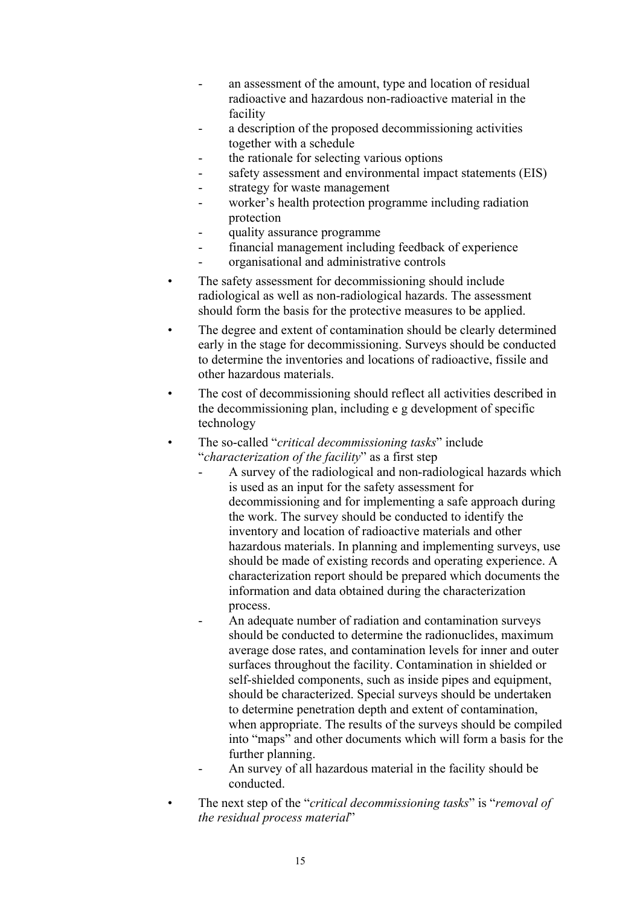- an assessment of the amount, type and location of residual radioactive and hazardous non-radioactive material in the facility
  - a description of the proposed decommissioning activities together with a schedule
  - the rationale for selecting various options
  - safety assessment and environmental impact statements (EIS)
  - strategy for waste management
  - worker's health protection programme including radiation protection
  - quality assurance programme
  - financial management including feedback of experience
  - organisational and administrative controls

- The safety assessment for decommissioning should include radiological as well as non-radiological hazards. The assessment should form the basis for the protective measures to be applied.
- The degree and extent of contamination should be clearly determined early in the stage for decommissioning. Surveys should be conducted to determine the inventories and locations of radioactive, fissile and other hazardous materials.
- The cost of decommissioning should reflect all activities described in the decommissioning plan, including e g development of specific technology
- The so-called "*critical decommissioning tasks*" include "*characterization of the facility*" as a first step
  - A survey of the radiological and non-radiological hazards which is used as an input for the safety assessment for decommissioning and for implementing a safe approach during the work. The survey should be conducted to identify the inventory and location of radioactive materials and other hazardous materials. In planning and implementing surveys, use should be made of existing records and operating experience. A characterization report should be prepared which documents the information and data obtained during the characterization process.
  - An adequate number of radiation and contamination surveys should be conducted to determine the radionuclides, maximum average dose rates, and contamination levels for inner and outer surfaces throughout the facility. Contamination in shielded or self-shielded components, such as inside pipes and equipment, should be characterized. Special surveys should be undertaken to determine penetration depth and extent of contamination, when appropriate. The results of the surveys should be compiled into "maps" and other documents which will form a basis for the further planning.
  - An survey of all hazardous material in the facility should be conducted.
- The next step of the "*critical decommissioning tasks*" is "*removal of the residual process material*"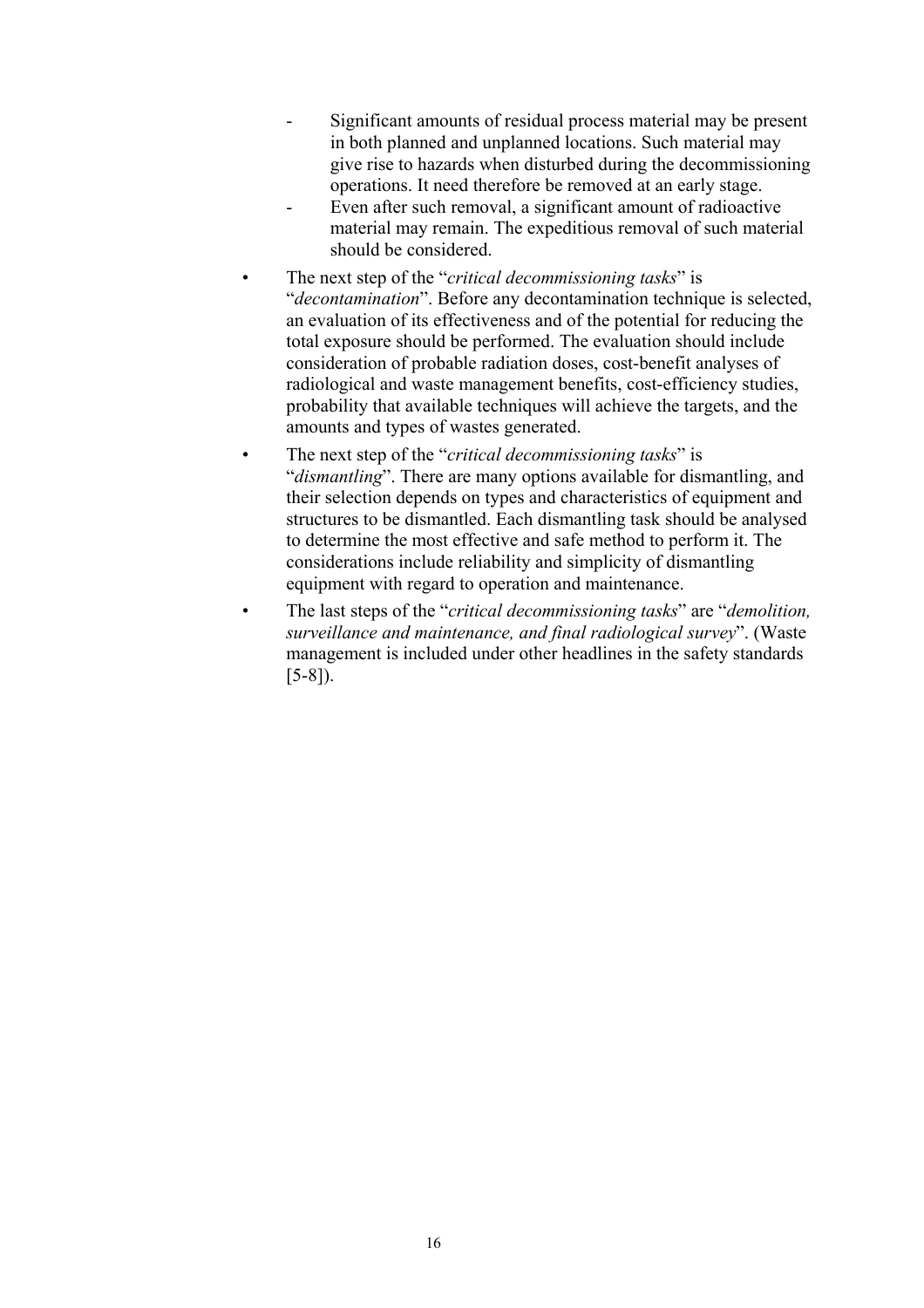- Significant amounts of residual process material may be present in both planned and unplanned locations. Such material may give rise to hazards when disturbed during the decommissioning operations. It need therefore be removed at an early stage.
  - Even after such removal, a significant amount of radioactive material may remain. The expeditious removal of such material should be considered.

- The next step of the "*critical decommissioning tasks*" is "*decontamination*". Before any decontamination technique is selected, an evaluation of its effectiveness and of the potential for reducing the total exposure should be performed. The evaluation should include consideration of probable radiation doses, cost-benefit analyses of radiological and waste management benefits, cost-efficiency studies, probability that available techniques will achieve the targets, and the amounts and types of wastes generated.
- The next step of the "*critical decommissioning tasks*" is "*dismantling*". There are many options available for dismantling, and their selection depends on types and characteristics of equipment and structures to be dismantled. Each dismantling task should be analysed to determine the most effective and safe method to perform it. The considerations include reliability and simplicity of dismantling equipment with regard to operation and maintenance.
- The last steps of the "*critical decommissioning tasks*" are "*demolition, surveillance and maintenance, and final radiological survey*". (Waste management is included under other headlines in the safety standards [5-8]).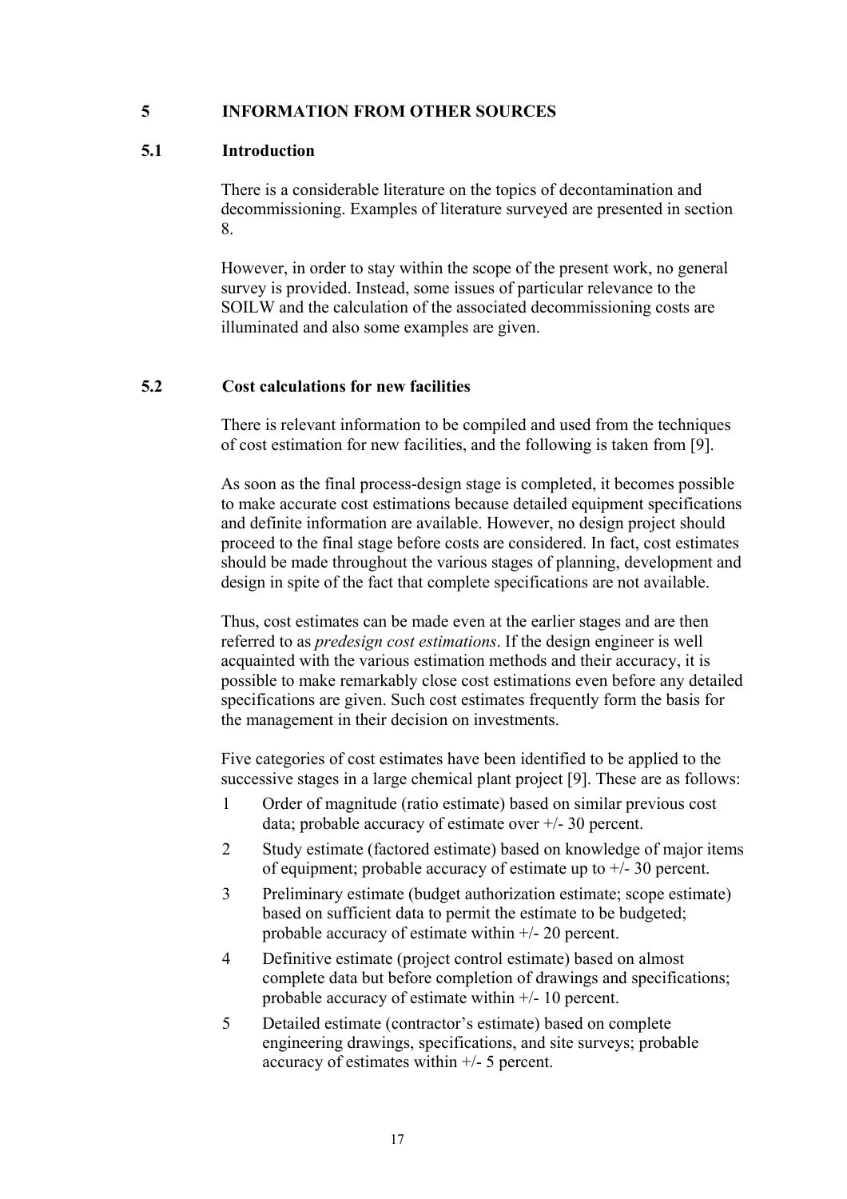# 5 INFORMATION FROM OTHER SOURCES

## 5.1 Introduction

There is a considerable literature on the topics of decontamination and decommissioning. Examples of literature surveyed are presented in section 8.

However, in order to stay within the scope of the present work, no general survey is provided. Instead, some issues of particular relevance to the SOILW and the calculation of the associated decommissioning costs are illuminated and also some examples are given.

## 5.2 Cost calculations for new facilities

There is relevant information to be compiled and used from the techniques of cost estimation for new facilities, and the following is taken from [9].

As soon as the final process-design stage is completed, it becomes possible to make accurate cost estimations because detailed equipment specifications and definite information are available. However, no design project should proceed to the final stage before costs are considered. In fact, cost estimates should be made throughout the various stages of planning, development and design in spite of the fact that complete specifications are not available.

Thus, cost estimates can be made even at the earlier stages and are then referred to as *predesign cost estimations*. If the design engineer is well acquainted with the various estimation methods and their accuracy, it is possible to make remarkably close cost estimations even before any detailed specifications are given. Such cost estimates frequently form the basis for the management in their decision on investments.

Five categories of cost estimates have been identified to be applied to the successive stages in a large chemical plant project [9]. These are as follows:

1. Order of magnitude (ratio estimate) based on similar previous cost data; probable accuracy of estimate over +/- 30 percent.
2. Study estimate (factored estimate) based on knowledge of major items of equipment; probable accuracy of estimate up to +/- 30 percent.
3. Preliminary estimate (budget authorization estimate; scope estimate) based on sufficient data to permit the estimate to be budgeted; probable accuracy of estimate within +/- 20 percent.
4. Definitive estimate (project control estimate) based on almost complete data but before completion of drawings and specifications; probable accuracy of estimate within +/- 10 percent.
5. Detailed estimate (contractor's estimate) based on complete engineering drawings, specifications, and site surveys; probable accuracy of estimates within +/- 5 percent.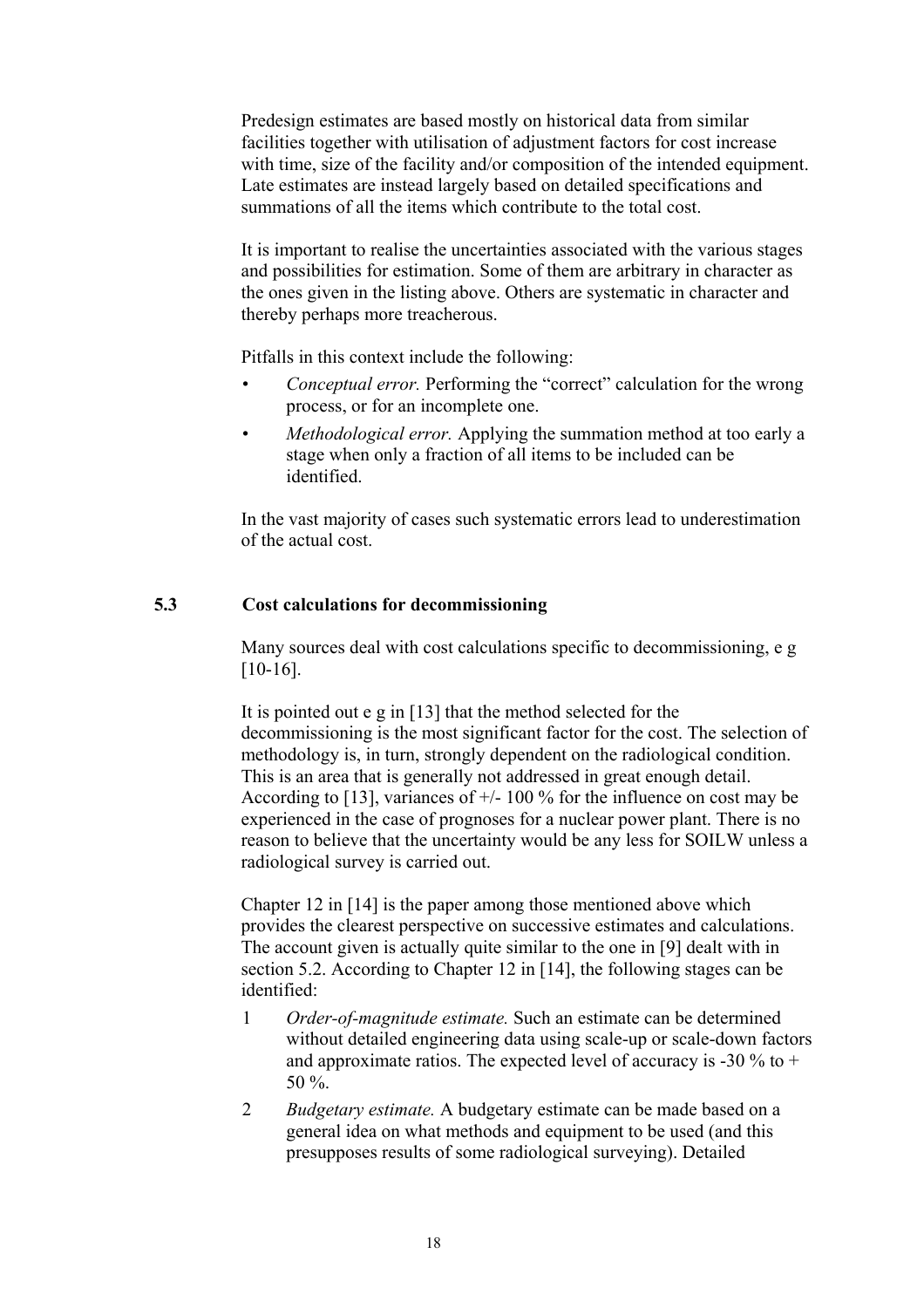Predesign estimates are based mostly on historical data from similar facilities together with utilisation of adjustment factors for cost increase with time, size of the facility and/or composition of the intended equipment. Late estimates are instead largely based on detailed specifications and summations of all the items which contribute to the total cost.

It is important to realise the uncertainties associated with the various stages and possibilities for estimation. Some of them are arbitrary in character as the ones given in the listing above. Others are systematic in character and thereby perhaps more treacherous.

Pitfalls in this context include the following:

- *Conceptual error.* Performing the "correct" calculation for the wrong process, or for an incomplete one.
- *Methodological error.* Applying the summation method at too early a stage when only a fraction of all items to be included can be identified.

In the vast majority of cases such systematic errors lead to underestimation of the actual cost.

## 5.3 Cost calculations for decommissioning

Many sources deal with cost calculations specific to decommissioning, e g [10-16].

It is pointed out e g in [13] that the method selected for the decommissioning is the most significant factor for the cost. The selection of methodology is, in turn, strongly dependent on the radiological condition. This is an area that is generally not addressed in great enough detail. According to [13], variances of +/- 100 % for the influence on cost may be experienced in the case of prognoses for a nuclear power plant. There is no reason to believe that the uncertainty would be any less for SOILW unless a radiological survey is carried out.

Chapter 12 in [14] is the paper among those mentioned above which provides the clearest perspective on successive estimates and calculations. The account given is actually quite similar to the one in [9] dealt with in section 5.2. According to Chapter 12 in [14], the following stages can be identified:

1. *Order-of-magnitude estimate.* Such an estimate can be determined without detailed engineering data using scale-up or scale-down factors and approximate ratios. The expected level of accuracy is -30 % to + 50 %.
2. *Budgetary estimate.* A budgetary estimate can be made based on a general idea on what methods and equipment to be used (and this presupposes results of some radiological surveying). Detailed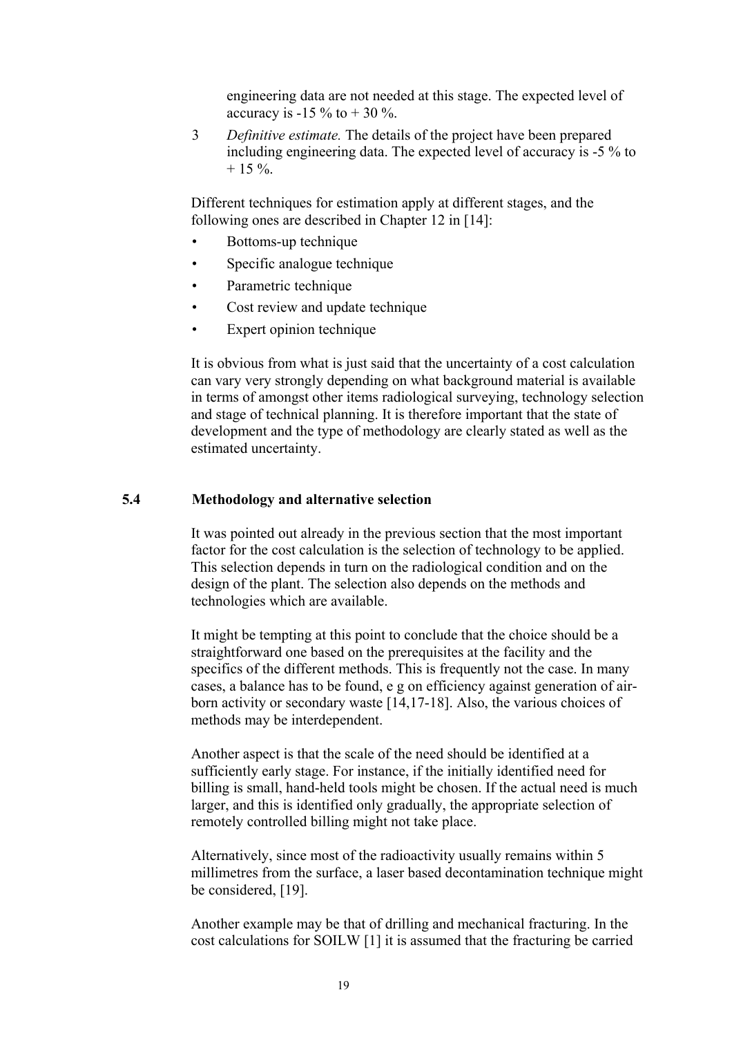engineering data are not needed at this stage. The expected level of accuracy is -15 % to + 30 %.

3 *Definitive estimate.* The details of the project have been prepared including engineering data. The expected level of accuracy is -5 % to + 15 %.

Different techniques for estimation apply at different stages, and the following ones are described in Chapter 12 in [14]:

- Bottoms-up technique
- Specific analogue technique
- Parametric technique
- Cost review and update technique
- Expert opinion technique

It is obvious from what is just said that the uncertainty of a cost calculation can vary very strongly depending on what background material is available in terms of amongst other items radiological surveying, technology selection and stage of technical planning. It is therefore important that the state of development and the type of methodology are clearly stated as well as the estimated uncertainty.

## 5.4 Methodology and alternative selection

It was pointed out already in the previous section that the most important factor for the cost calculation is the selection of technology to be applied. This selection depends in turn on the radiological condition and on the design of the plant. The selection also depends on the methods and technologies which are available.

It might be tempting at this point to conclude that the choice should be a straightforward one based on the prerequisites at the facility and the specifics of the different methods. This is frequently not the case. In many cases, a balance has to be found, e g on efficiency against generation of air-born activity or secondary waste [14,17-18]. Also, the various choices of methods may be interdependent.

Another aspect is that the scale of the need should be identified at a sufficiently early stage. For instance, if the initially identified need for billing is small, hand-held tools might be chosen. If the actual need is much larger, and this is identified only gradually, the appropriate selection of remotely controlled billing might not take place.

Alternatively, since most of the radioactivity usually remains within 5 millimetres from the surface, a laser based decontamination technique might be considered, [19].

Another example may be that of drilling and mechanical fracturing. In the cost calculations for SOILW [1] it is assumed that the fracturing be carried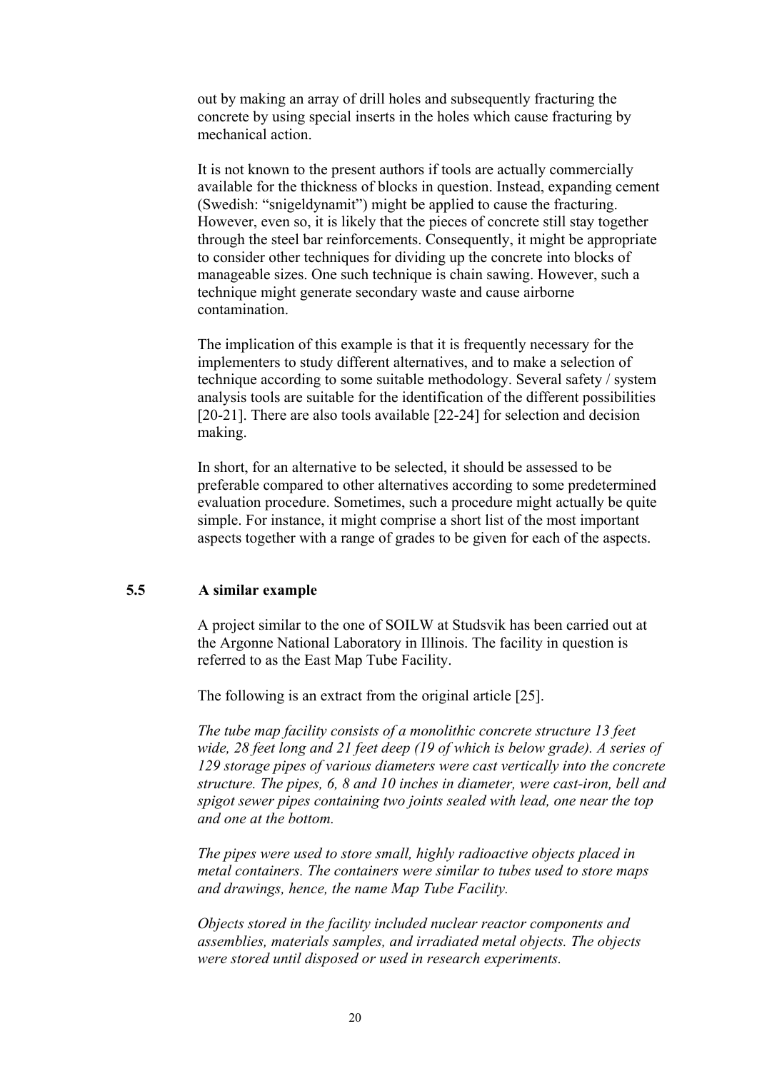out by making an array of drill holes and subsequently fracturing the concrete by using special inserts in the holes which cause fracturing by mechanical action.

It is not known to the present authors if tools are actually commercially available for the thickness of blocks in question. Instead, expanding cement (Swedish: "snigeldynamit") might be applied to cause the fracturing. However, even so, it is likely that the pieces of concrete still stay together through the steel bar reinforcements. Consequently, it might be appropriate to consider other techniques for dividing up the concrete into blocks of manageable sizes. One such technique is chain sawing. However, such a technique might generate secondary waste and cause airborne contamination.

The implication of this example is that it is frequently necessary for the implementers to study different alternatives, and to make a selection of technique according to some suitable methodology. Several safety / system analysis tools are suitable for the identification of the different possibilities [20-21]. There are also tools available [22-24] for selection and decision making.

In short, for an alternative to be selected, it should be assessed to be preferable compared to other alternatives according to some predetermined evaluation procedure. Sometimes, such a procedure might actually be quite simple. For instance, it might comprise a short list of the most important aspects together with a range of grades to be given for each of the aspects.

### 5.5 A similar example

A project similar to the one of SOILW at Studsvik has been carried out at the Argonne National Laboratory in Illinois. The facility in question is referred to as the East Map Tube Facility.

The following is an extract from the original article [25].

*The tube map facility consists of a monolithic concrete structure 13 feet wide, 28 feet long and 21 feet deep (19 of which is below grade). A series of 129 storage pipes of various diameters were cast vertically into the concrete structure. The pipes, 6, 8 and 10 inches in diameter, were cast-iron, bell and spigot sewer pipes containing two joints sealed with lead, one near the top and one at the bottom.*

*The pipes were used to store small, highly radioactive objects placed in metal containers. The containers were similar to tubes used to store maps and drawings, hence, the name Map Tube Facility.*

*Objects stored in the facility included nuclear reactor components and assemblies, materials samples, and irradiated metal objects. The objects were stored until disposed or used in research experiments.*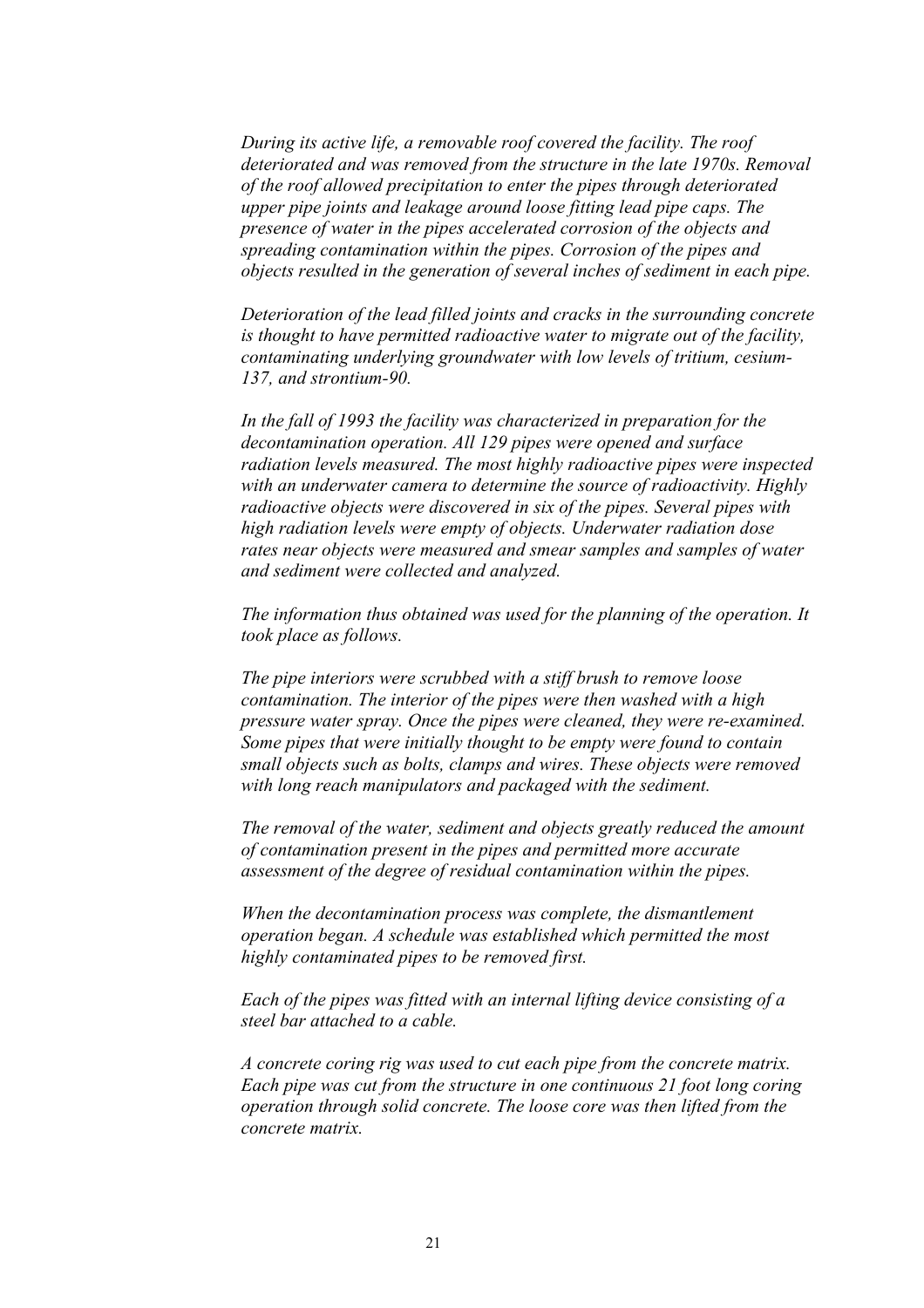*During its active life, a removable roof covered the facility. The roof deteriorated and was removed from the structure in the late 1970s. Removal of the roof allowed precipitation to enter the pipes through deteriorated upper pipe joints and leakage around loose fitting lead pipe caps. The presence of water in the pipes accelerated corrosion of the objects and spreading contamination within the pipes. Corrosion of the pipes and objects resulted in the generation of several inches of sediment in each pipe.*

*Deterioration of the lead filled joints and cracks in the surrounding concrete is thought to have permitted radioactive water to migrate out of the facility, contaminating underlying groundwater with low levels of tritium, cesium-137, and strontium-90.*

*In the fall of 1993 the facility was characterized in preparation for the decontamination operation. All 129 pipes were opened and surface radiation levels measured. The most highly radioactive pipes were inspected with an underwater camera to determine the source of radioactivity. Highly radioactive objects were discovered in six of the pipes. Several pipes with high radiation levels were empty of objects. Underwater radiation dose rates near objects were measured and smear samples and samples of water and sediment were collected and analyzed.*

*The information thus obtained was used for the planning of the operation. It took place as follows.*

*The pipe interiors were scrubbed with a stiff brush to remove loose contamination. The interior of the pipes were then washed with a high pressure water spray. Once the pipes were cleaned, they were re-examined. Some pipes that were initially thought to be empty were found to contain small objects such as bolts, clamps and wires. These objects were removed with long reach manipulators and packaged with the sediment.*

*The removal of the water, sediment and objects greatly reduced the amount of contamination present in the pipes and permitted more accurate assessment of the degree of residual contamination within the pipes.*

*When the decontamination process was complete, the dismantlement operation began. A schedule was established which permitted the most highly contaminated pipes to be removed first.*

*Each of the pipes was fitted with an internal lifting device consisting of a steel bar attached to a cable.*

*A concrete coring rig was used to cut each pipe from the concrete matrix. Each pipe was cut from the structure in one continuous 21 foot long coring operation through solid concrete. The loose core was then lifted from the concrete matrix.*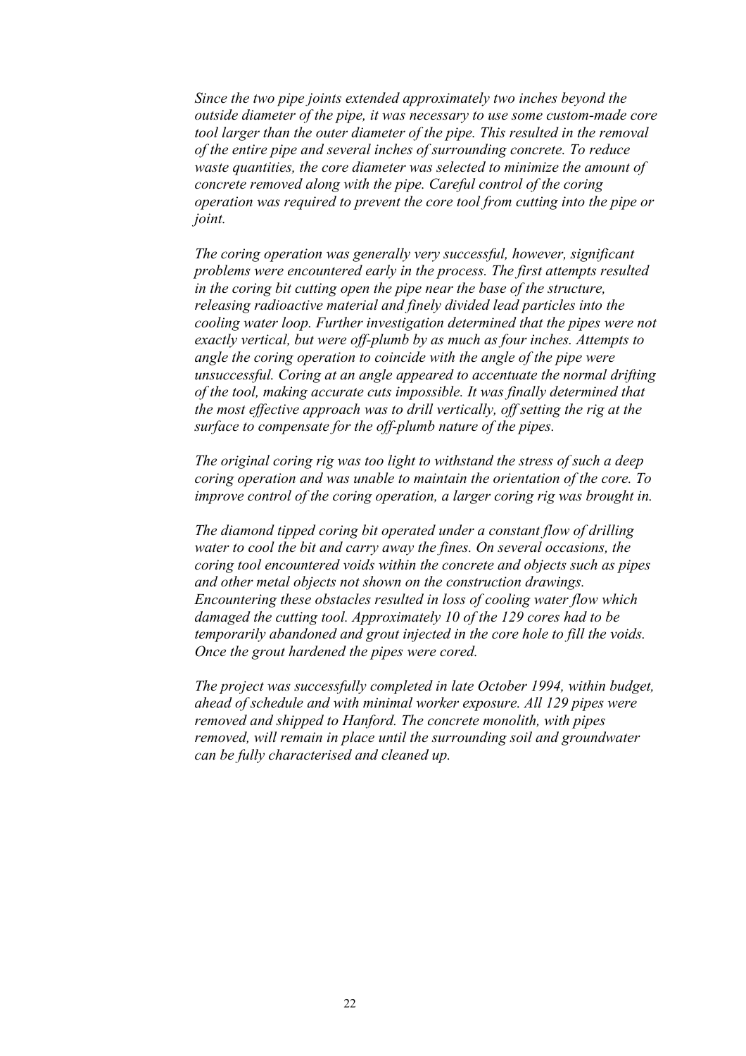*Since the two pipe joints extended approximately two inches beyond the outside diameter of the pipe, it was necessary to use some custom-made core tool larger than the outer diameter of the pipe. This resulted in the removal of the entire pipe and several inches of surrounding concrete. To reduce waste quantities, the core diameter was selected to minimize the amount of concrete removed along with the pipe. Careful control of the coring operation was required to prevent the core tool from cutting into the pipe or joint.*

*The coring operation was generally very successful, however, significant problems were encountered early in the process. The first attempts resulted in the coring bit cutting open the pipe near the base of the structure, releasing radioactive material and finely divided lead particles into the cooling water loop. Further investigation determined that the pipes were not exactly vertical, but were off-plumb by as much as four inches. Attempts to angle the coring operation to coincide with the angle of the pipe were unsuccessful. Coring at an angle appeared to accentuate the normal drifting of the tool, making accurate cuts impossible. It was finally determined that the most effective approach was to drill vertically, off setting the rig at the surface to compensate for the off-plumb nature of the pipes.*

*The original coring rig was too light to withstand the stress of such a deep coring operation and was unable to maintain the orientation of the core. To improve control of the coring operation, a larger coring rig was brought in.*

*The diamond tipped coring bit operated under a constant flow of drilling water to cool the bit and carry away the fines. On several occasions, the coring tool encountered voids within the concrete and objects such as pipes and other metal objects not shown on the construction drawings. Encountering these obstacles resulted in loss of cooling water flow which damaged the cutting tool. Approximately 10 of the 129 cores had to be temporarily abandoned and grout injected in the core hole to fill the voids. Once the grout hardened the pipes were cored.*

*The project was successfully completed in late October 1994, within budget, ahead of schedule and with minimal worker exposure. All 129 pipes were removed and shipped to Hanford. The concrete monolith, with pipes removed, will remain in place until the surrounding soil and groundwater can be fully characterised and cleaned up.*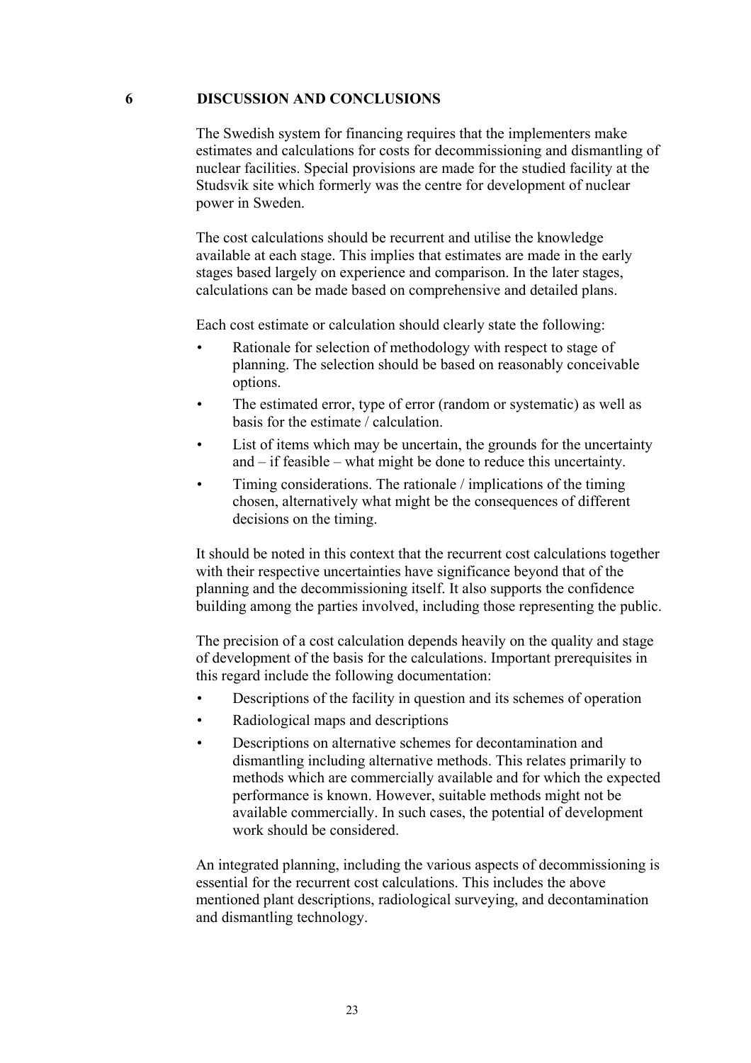# 6 DISCUSSION AND CONCLUSIONS

The Swedish system for financing requires that the implementers make estimates and calculations for costs for decommissioning and dismantling of nuclear facilities. Special provisions are made for the studied facility at the Studsvik site which formerly was the centre for development of nuclear power in Sweden.

The cost calculations should be recurrent and utilise the knowledge available at each stage. This implies that estimates are made in the early stages based largely on experience and comparison. In the later stages, calculations can be made based on comprehensive and detailed plans.

Each cost estimate or calculation should clearly state the following:

- Rationale for selection of methodology with respect to stage of planning. The selection should be based on reasonably conceivable options.
- The estimated error, type of error (random or systematic) as well as basis for the estimate / calculation.
- List of items which may be uncertain, the grounds for the uncertainty and – if feasible – what might be done to reduce this uncertainty.
- Timing considerations. The rationale / implications of the timing chosen, alternatively what might be the consequences of different decisions on the timing.

It should be noted in this context that the recurrent cost calculations together with their respective uncertainties have significance beyond that of the planning and the decommissioning itself. It also supports the confidence building among the parties involved, including those representing the public.

The precision of a cost calculation depends heavily on the quality and stage of development of the basis for the calculations. Important prerequisites in this regard include the following documentation:

- Descriptions of the facility in question and its schemes of operation
- Radiological maps and descriptions
- Descriptions on alternative schemes for decontamination and dismantling including alternative methods. This relates primarily to methods which are commercially available and for which the expected performance is known. However, suitable methods might not be available commercially. In such cases, the potential of development work should be considered.

An integrated planning, including the various aspects of decommissioning is essential for the recurrent cost calculations. This includes the above mentioned plant descriptions, radiological surveying, and decontamination and dismantling technology.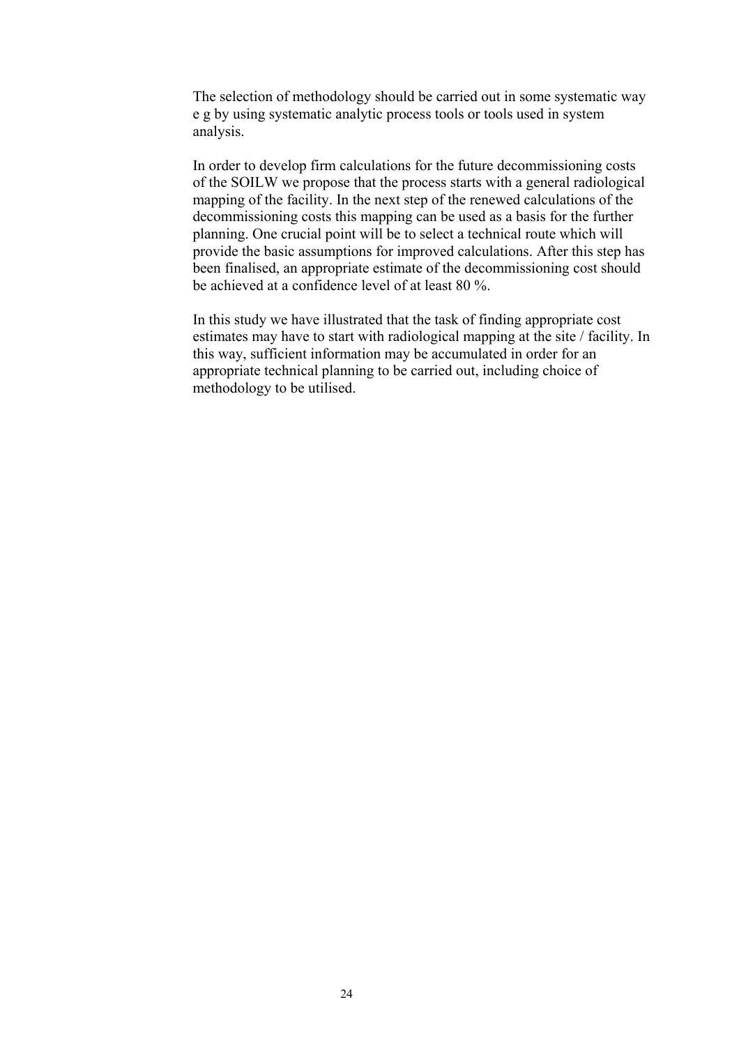The selection of methodology should be carried out in some systematic way e g by using systematic analytic process tools or tools used in system analysis.

In order to develop firm calculations for the future decommissioning costs of the SOILW we propose that the process starts with a general radiological mapping of the facility. In the next step of the renewed calculations of the decommissioning costs this mapping can be used as a basis for the further planning. One crucial point will be to select a technical route which will provide the basic assumptions for improved calculations. After this step has been finalised, an appropriate estimate of the decommissioning cost should be achieved at a confidence level of at least 80 %.

In this study we have illustrated that the task of finding appropriate cost estimates may have to start with radiological mapping at the site / facility. In this way, sufficient information may be accumulated in order for an appropriate technical planning to be carried out, including choice of methodology to be utilised.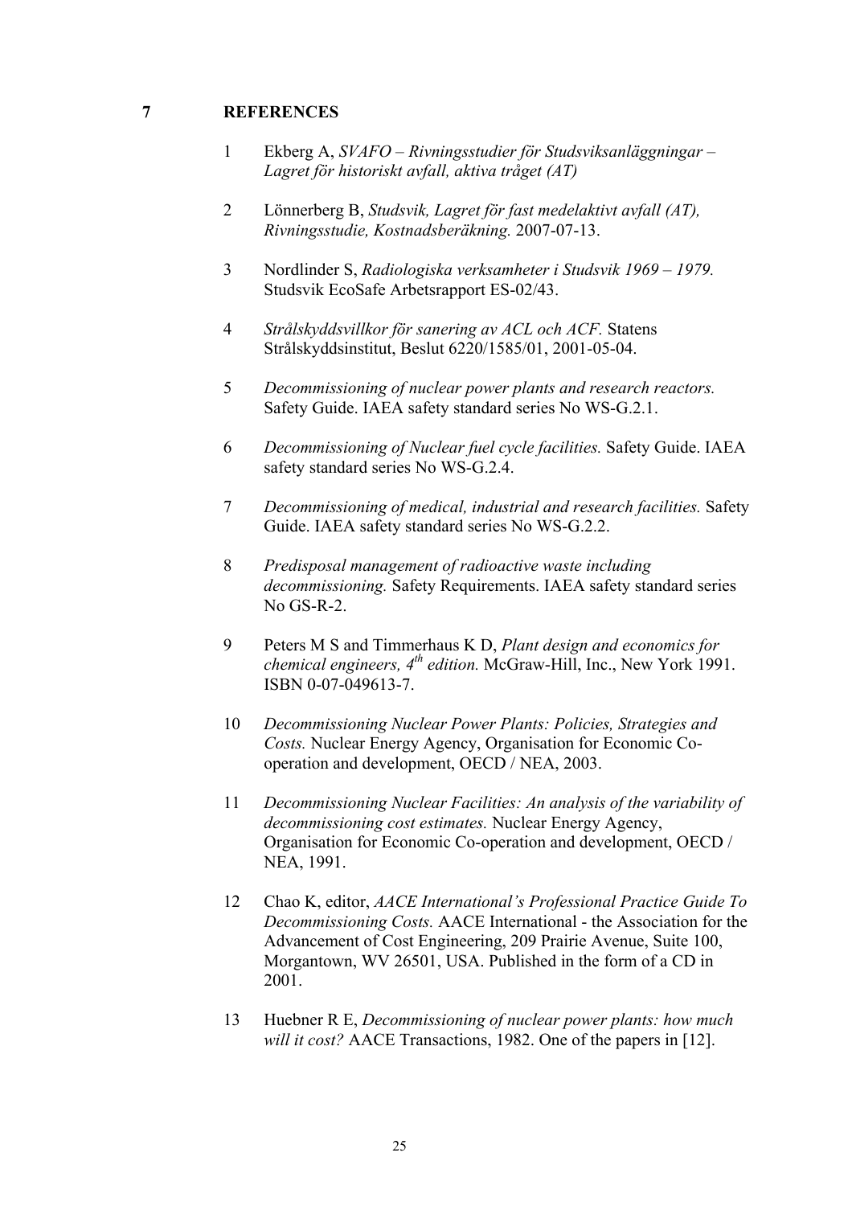# 7 REFERENCES

1. Ekberg A, *SVAFO – Rivningsstudier för Studsviksanläggningar – Lagret för historiskt avfall, aktiva tråget (AT)*

2. Lönnerberg B, *Studsvik, Lagret för fast medelaktivt avfall (AT), Rivningsstudie, Kostnadsberäkning.* 2007-07-13.

3. Nordlinder S, *Radiologiska verksamheter i Studsvik 1969 – 1979.* Studsvik EcoSafe Arbetsrapport ES-02/43.

4. *Strålskyddsvillkor för sanering av ACL och ACF.* Statens Strålskyddsinstitut, Beslut 6220/1585/01, 2001-05-04.

5. *Decommissioning of nuclear power plants and research reactors.* Safety Guide. IAEA safety standard series No WS-G.2.1.

6. *Decommissioning of Nuclear fuel cycle facilities.* Safety Guide. IAEA safety standard series No WS-G.2.4.

7. *Decommissioning of medical, industrial and research facilities.* Safety Guide. IAEA safety standard series No WS-G.2.2.

8. *Predisposal management of radioactive waste including decommissioning.* Safety Requirements. IAEA safety standard series No GS-R-2.

9. Peters M S and Timmerhaus K D, *Plant design and economics for chemical engineers, 4th edition.* McGraw-Hill, Inc., New York 1991. ISBN 0-07-049613-7.

10. *Decommissioning Nuclear Power Plants: Policies, Strategies and Costs.* Nuclear Energy Agency, Organisation for Economic Co-operation and development, OECD / NEA, 2003.

11. *Decommissioning Nuclear Facilities: An analysis of the variability of decommissioning cost estimates.* Nuclear Energy Agency, Organisation for Economic Co-operation and development, OECD / NEA, 1991.

12. Chao K, editor, *AACE International's Professional Practice Guide To Decommissioning Costs.* AACE International - the Association for the Advancement of Cost Engineering, 209 Prairie Avenue, Suite 100, Morgantown, WV 26501, USA. Published in the form of a CD in 2001.

13. Huebner R E, *Decommissioning of nuclear power plants: how much will it cost?* AACE Transactions, 1982. One of the papers in [12].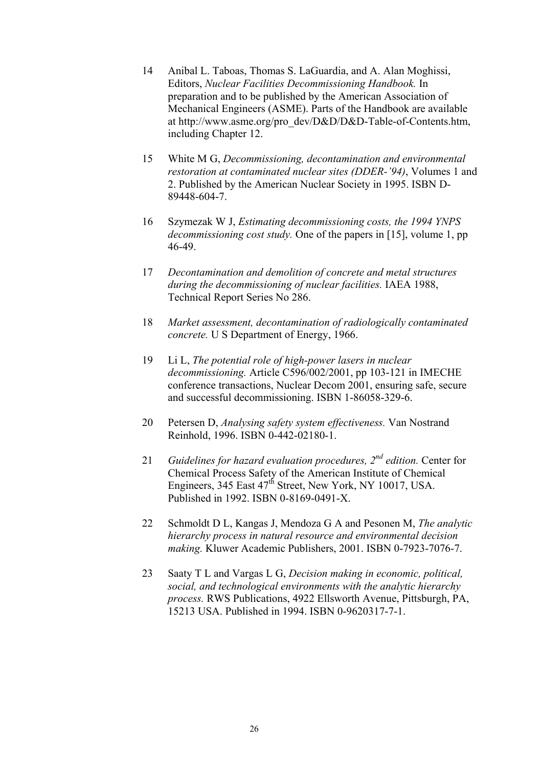14 Anibal L. Taboas, Thomas S. LaGuardia, and A. Alan Moghissi, Editors, *Nuclear Facilities Decommissioning Handbook.* In preparation and to be published by the American Association of Mechanical Engineers (ASME). Parts of the Handbook are available at http://www.asme.org/pro_dev/D&D/D&D-Table-of-Contents.htm, including Chapter 12.

15 White M G, *Decommissioning, decontamination and environmental restoration at contaminated nuclear sites (DDER-'94)*, Volumes 1 and 2. Published by the American Nuclear Society in 1995. ISBN D-89448-604-7.

16 Szymezak W J, *Estimating decommissioning costs, the 1994 YNPS decommissioning cost study.* One of the papers in [15], volume 1, pp 46-49.

17 *Decontamination and demolition of concrete and metal structures during the decommissioning of nuclear facilities.* IAEA 1988, Technical Report Series No 286.

18 *Market assessment, decontamination of radiologically contaminated concrete.* U S Department of Energy, 1966.

19 Li L, *The potential role of high-power lasers in nuclear decommissioning.* Article C596/002/2001, pp 103-121 in IMECHE conference transactions, Nuclear Decom 2001, ensuring safe, secure and successful decommissioning. ISBN 1-86058-329-6.

20 Petersen D, *Analysing safety system effectiveness.* Van Nostrand Reinhold, 1996. ISBN 0-442-02180-1.

21 *Guidelines for hazard evaluation procedures, 2nd edition.* Center for Chemical Process Safety of the American Institute of Chemical Engineers, 345 East 47th Street, New York, NY 10017, USA. Published in 1992. ISBN 0-8169-0491-X.

22 Schmoldt D L, Kangas J, Mendoza G A and Pesonen M, *The analytic hierarchy process in natural resource and environmental decision making.* Kluwer Academic Publishers, 2001. ISBN 0-7923-7076-7.

23 Saaty T L and Vargas L G, *Decision making in economic, political, social, and technological environments with the analytic hierarchy process.* RWS Publications, 4922 Ellsworth Avenue, Pittsburgh, PA, 15213 USA. Published in 1994. ISBN 0-9620317-7-1.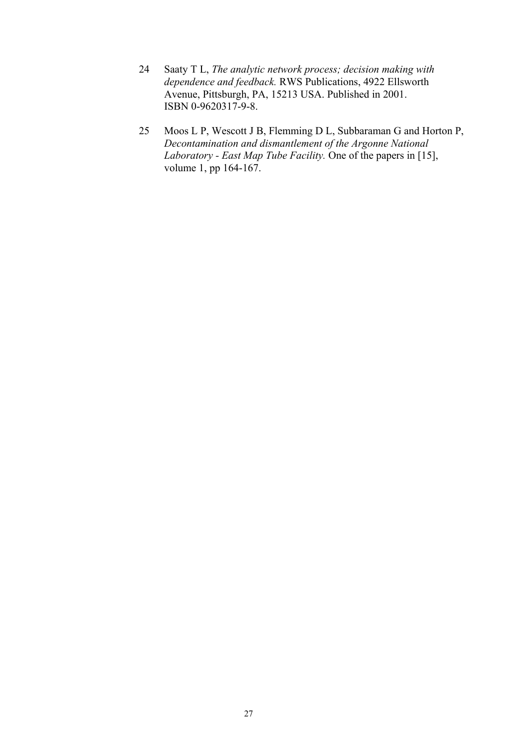24 Saaty T L, *The analytic network process; decision making with dependence and feedback.* RWS Publications, 4922 Ellsworth Avenue, Pittsburgh, PA, 15213 USA. Published in 2001. ISBN 0-9620317-9-8.

25 Moos L P, Wescott J B, Flemming D L, Subbaraman G and Horton P, *Decontamination and dismantlement of the Argonne National Laboratory - East Map Tube Facility.* One of the papers in [15], volume 1, pp 164-167.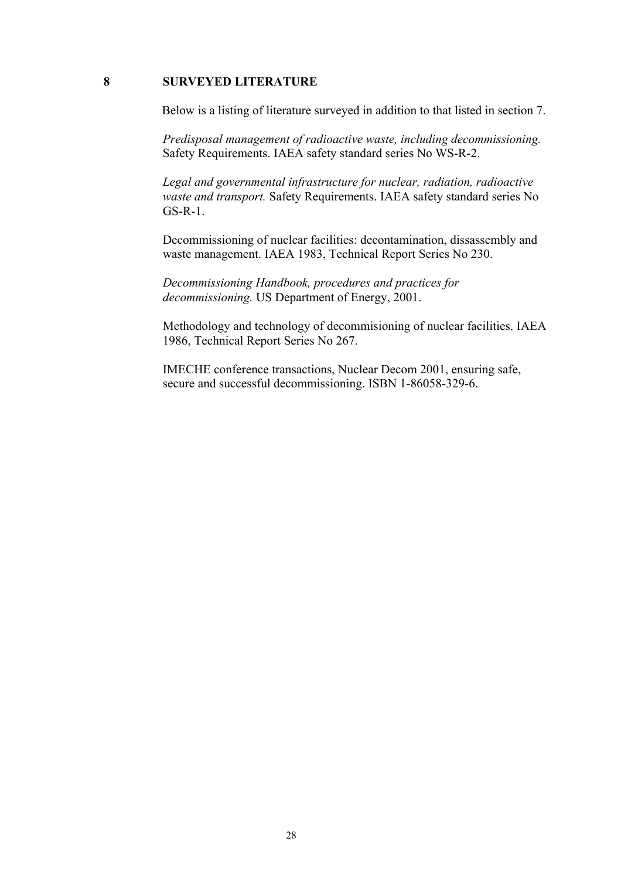# 8 SURVEYED LITERATURE

Below is a listing of literature surveyed in addition to that listed in section 7.

*Predisposal management of radioactive waste, including decommissioning.* Safety Requirements. IAEA safety standard series No WS-R-2.

*Legal and governmental infrastructure for nuclear, radiation, radioactive waste and transport.* Safety Requirements. IAEA safety standard series No GS-R-1.

Decommissioning of nuclear facilities: decontamination, dissassembly and waste management. IAEA 1983, Technical Report Series No 230.

*Decommissioning Handbook, procedures and practices for decommissioning.* US Department of Energy, 2001.

Methodology and technology of decommisioning of nuclear facilities. IAEA 1986, Technical Report Series No 267.

IMECHE conference transactions, Nuclear Decom 2001, ensuring safe, secure and successful decommissioning. ISBN 1-86058-329-6.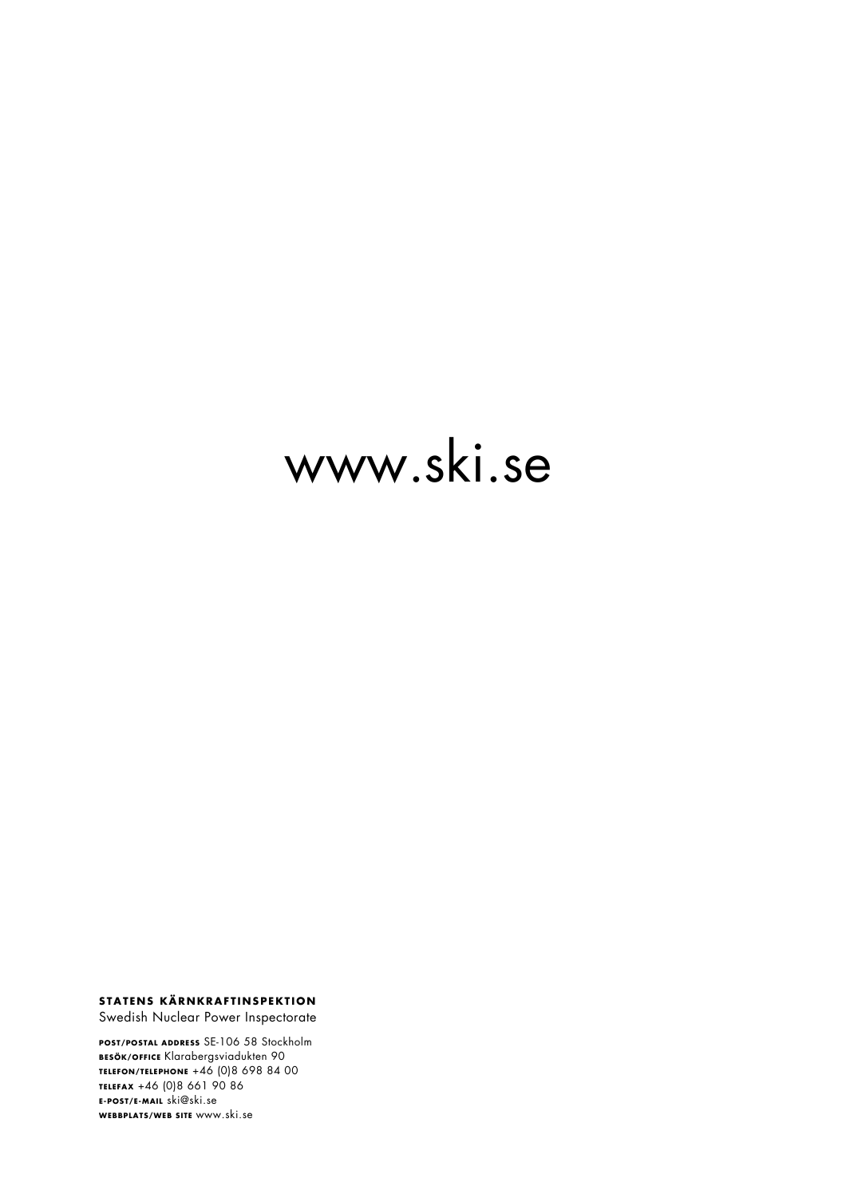www.ski.se

**STATENS KÄRNKRAFTINSPEKTION**
Swedish Nuclear Power Inspectorate

**POST/POSTAL ADDRESS** SE-106 58 Stockholm
**BESÖK/OFFICE** Klarabergsviadukten 90
**TELEFON/TELEPHONE** +46 (0)8 698 84 00
**TELEFAX** +46 (0)8 661 90 86
**E-POST/E-MAIL** ski@ski.se
**WEBBPLATS/WEB SITE** www.ski.se